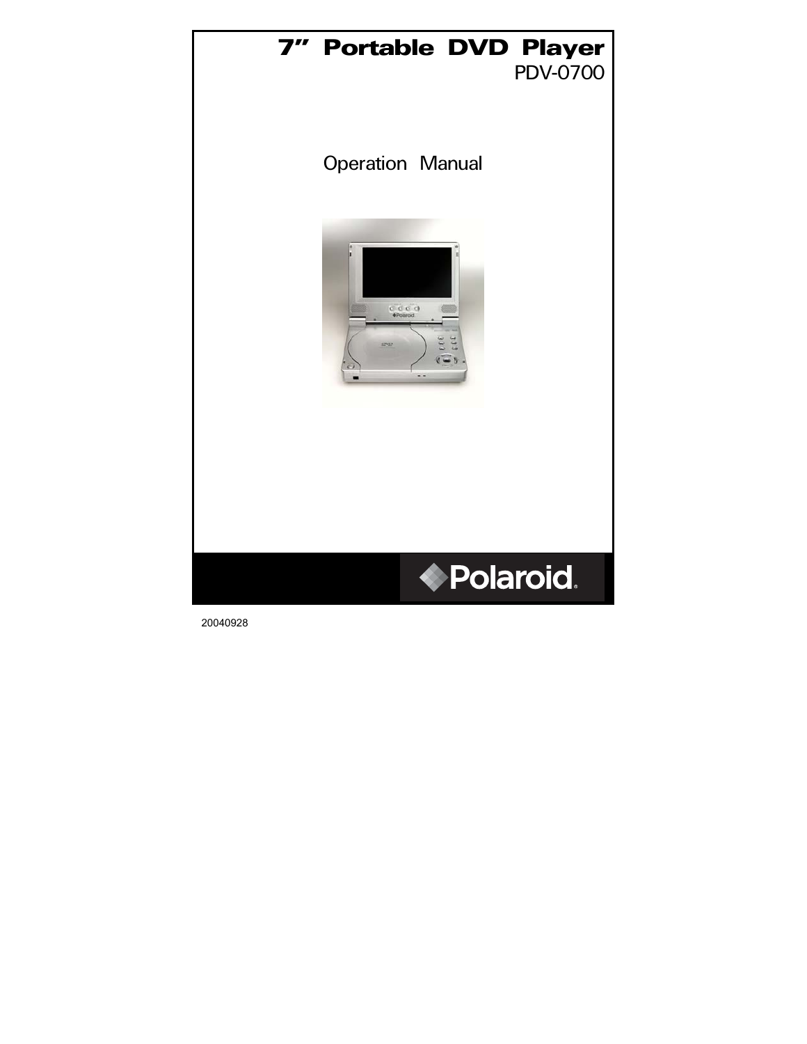# 7" Portable DVD Player

PDV-0700

## Operation Manual

Polaroid

20040928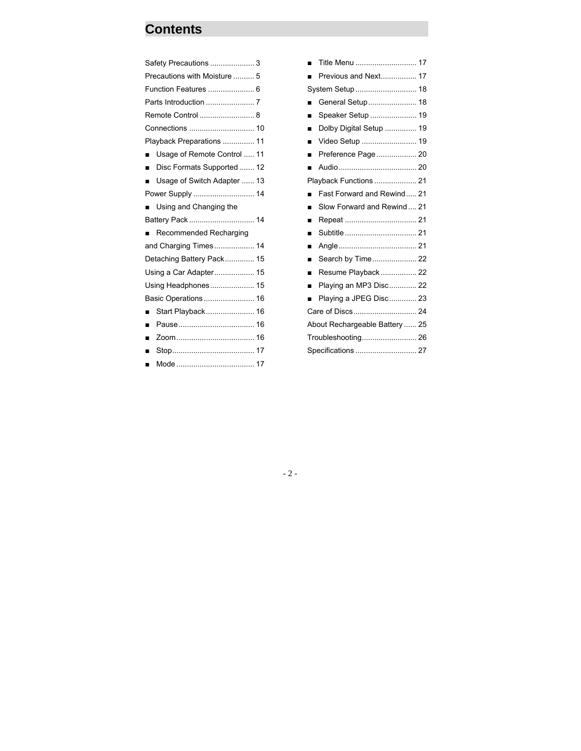# Contents

Safety Precautions ..................... 3

Precautions with Moisture .......... 5

Function Features ...................... 6

Parts Introduction ....................... 7

Remote Control .......................... 8

Connections ............................... 10

Playback Preparations ............... 11

- Usage of Remote Control ..... 11
- Disc Formats Supported ....... 12
- Usage of Switch Adapter ...... 13

Power Supply ............................. 14

- Using and Changing the Battery Pack ............................... 14
- Recommended Recharging and Charging Times ................... 14

Detaching Battery Pack .............. 15

Using a Car Adapter ................... 15

Using Headphones ..................... 15

Basic Operations ........................ 16

- Start Playback ....................... 16
- Pause .................................... 16
- Zoom ..................................... 16
- Stop ....................................... 17
- Mode ..................................... 17
- Title Menu ............................. 17
- Previous and Next ................. 17

System Setup ............................. 18

- General Setup ....................... 18
- Speaker Setup ...................... 19
- Dolby Digital Setup ............... 19
- Video Setup .......................... 19
- Preference Page ................... 20
- Audio ..................................... 20

Playback Functions .................... 21

- Fast Forward and Rewind ..... 21
- Slow Forward and Rewind .... 21
- Repeat .................................. 21
- Subtitle .................................. 21
- Angle ..................................... 21
- Search by Time ..................... 22
- Resume Playback ................. 22
- Playing an MP3 Disc ............. 22
- Playing a JPEG Disc ............. 23

Care of Discs .............................. 24

About Rechargeable Battery ...... 25

Troubleshooting .......................... 26

Specifications ............................. 27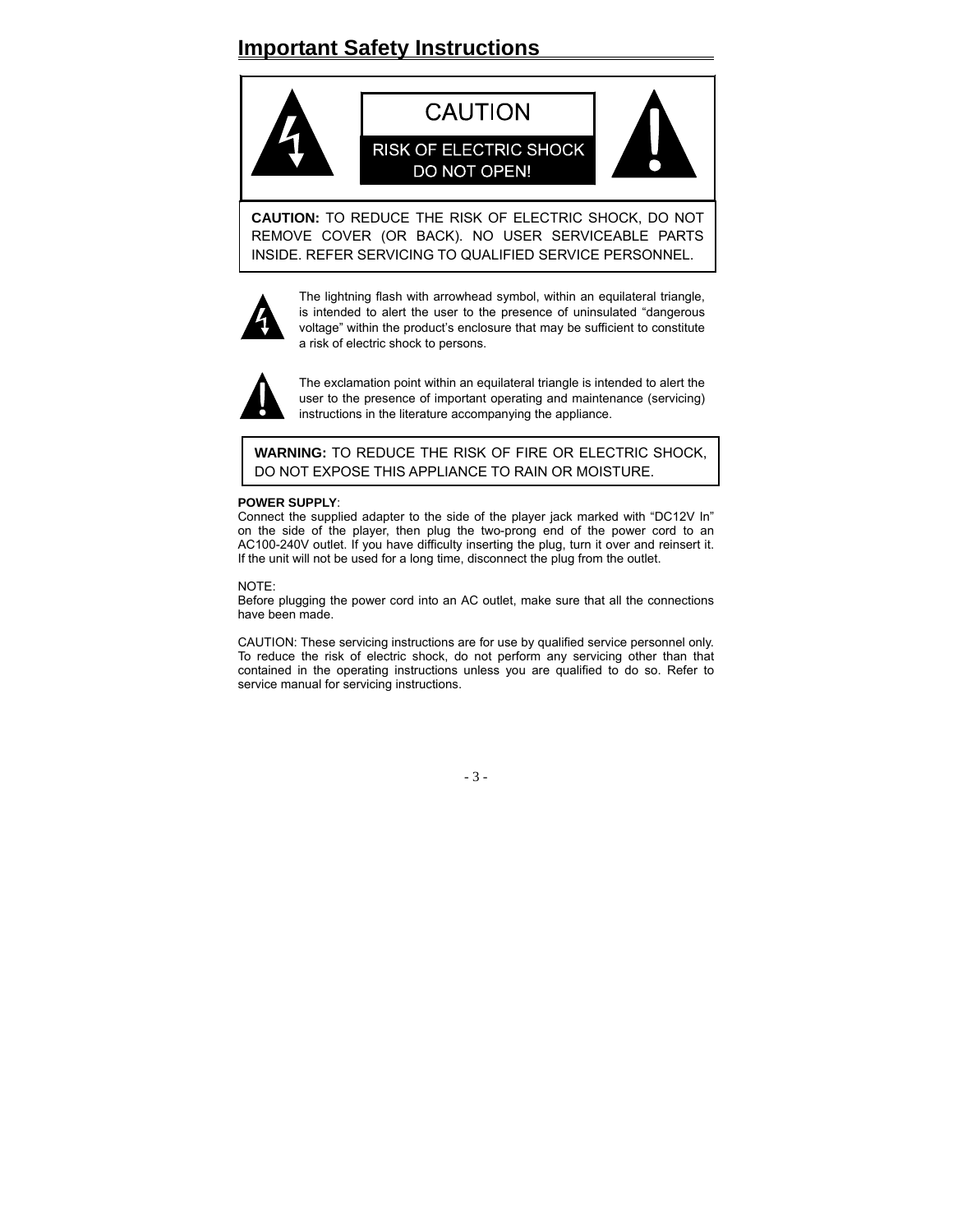# Important Safety Instructions

**CAUTION**

**RISK OF ELECTRIC SHOCK DO NOT OPEN!**

**CAUTION:** TO REDUCE THE RISK OF ELECTRIC SHOCK, DO NOT REMOVE COVER (OR BACK). NO USER SERVICEABLE PARTS INSIDE. REFER SERVICING TO QUALIFIED SERVICE PERSONNEL.

The lightning flash with arrowhead symbol, within an equilateral triangle, is intended to alert the user to the presence of uninsulated “dangerous voltage” within the product’s enclosure that may be sufficient to constitute a risk of electric shock to persons.

The exclamation point within an equilateral triangle is intended to alert the user to the presence of important operating and maintenance (servicing) instructions in the literature accompanying the appliance.

**WARNING:** TO REDUCE THE RISK OF FIRE OR ELECTRIC SHOCK, DO NOT EXPOSE THIS APPLIANCE TO RAIN OR MOISTURE.

**POWER SUPPLY**:
Connect the supplied adapter to the side of the player jack marked with “DC12V In” on the side of the player, then plug the two-prong end of the power cord to an AC100-240V outlet. If you have difficulty inserting the plug, turn it over and reinsert it. If the unit will not be used for a long time, disconnect the plug from the outlet.

NOTE:
Before plugging the power cord into an AC outlet, make sure that all the connections have been made.

CAUTION: These servicing instructions are for use by qualified service personnel only. To reduce the risk of electric shock, do not perform any servicing other than that contained in the operating instructions unless you are qualified to do so. Refer to service manual for servicing instructions.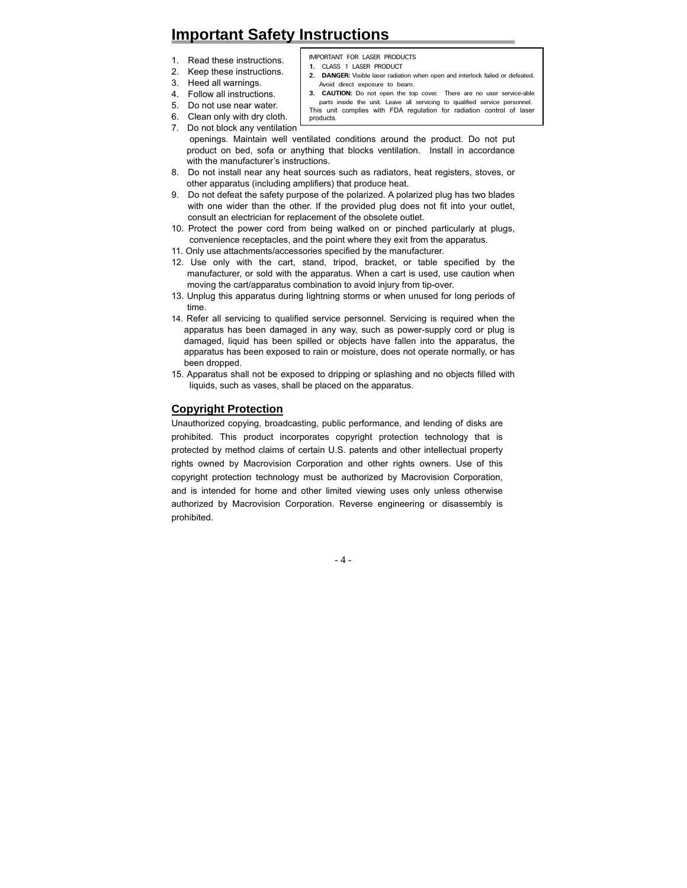# Important Safety Instructions

IMPORTANT FOR LASER PRODUCTS

1. CLASS 1 LASER PRODUCT
2. **DANGER:** Visible laser radiation when open and interlock failed or defeated. Avoid direct exposure to beam.
3. **CAUTION:** Do not open the top cover. There are no user service-able parts inside the unit. Leave all servicing to qualified service personnel.

This unit complies with FDA regulation for radiation control of laser products.

1. Read these instructions.
2. Keep these instructions.
3. Heed all warnings.
4. Follow all instructions.
5. Do not use near water.
6. Clean only with dry cloth.
7. Do not block any ventilation openings. Maintain well ventilated conditions around the product. Do not put product on bed, sofa or anything that blocks ventilation. Install in accordance with the manufacturer's instructions.
8. Do not install near any heat sources such as radiators, heat registers, stoves, or other apparatus (including amplifiers) that produce heat.
9. Do not defeat the safety purpose of the polarized. A polarized plug has two blades with one wider than the other. If the provided plug does not fit into your outlet, consult an electrician for replacement of the obsolete outlet.
10. Protect the power cord from being walked on or pinched particularly at plugs, convenience receptacles, and the point where they exit from the apparatus.
11. Only use attachments/accessories specified by the manufacturer.
12. Use only with the cart, stand, tripod, bracket, or table specified by the manufacturer, or sold with the apparatus. When a cart is used, use caution when moving the cart/apparatus combination to avoid injury from tip-over.
13. Unplug this apparatus during lightning storms or when unused for long periods of time.
14. Refer all servicing to qualified service personnel. Servicing is required when the apparatus has been damaged in any way, such as power-supply cord or plug is damaged, liquid has been spilled or objects have fallen into the apparatus, the apparatus has been exposed to rain or moisture, does not operate normally, or has been dropped.
15. Apparatus shall not be exposed to dripping or splashing and no objects filled with liquids, such as vases, shall be placed on the apparatus.

## Copyright Protection

Unauthorized copying, broadcasting, public performance, and lending of disks are prohibited. This product incorporates copyright protection technology that is protected by method claims of certain U.S. patents and other intellectual property rights owned by Macrovision Corporation and other rights owners. Use of this copyright protection technology must be authorized by Macrovision Corporation, and is intended for home and other limited viewing uses only unless otherwise authorized by Macrovision Corporation. Reverse engineering or disassembly is prohibited.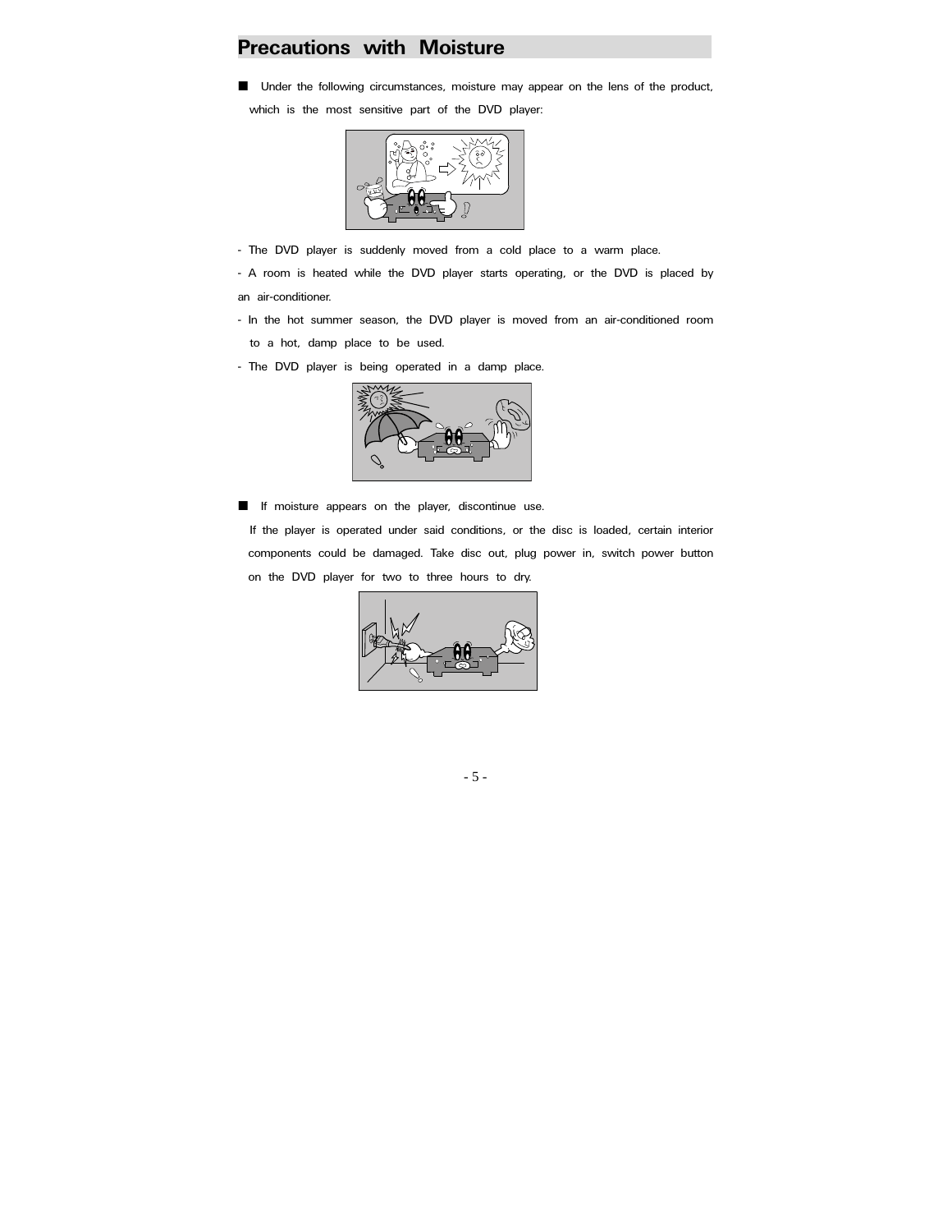## Precautions with Moisture

■ Under the following circumstances, moisture may appear on the lens of the product, which is the most sensitive part of the DVD player:

- The DVD player is suddenly moved from a cold place to a warm place.
- A room is heated while the DVD player starts operating, or the DVD is placed by an air-conditioner.
- In the hot summer season, the DVD player is moved from an air-conditioned room to a hot, damp place to be used.
- The DVD player is being operated in a damp place.

■ If moisture appears on the player, discontinue use.

If the player is operated under said conditions, or the disc is loaded, certain interior components could be damaged. Take disc out, plug power in, switch power button on the DVD player for two to three hours to dry.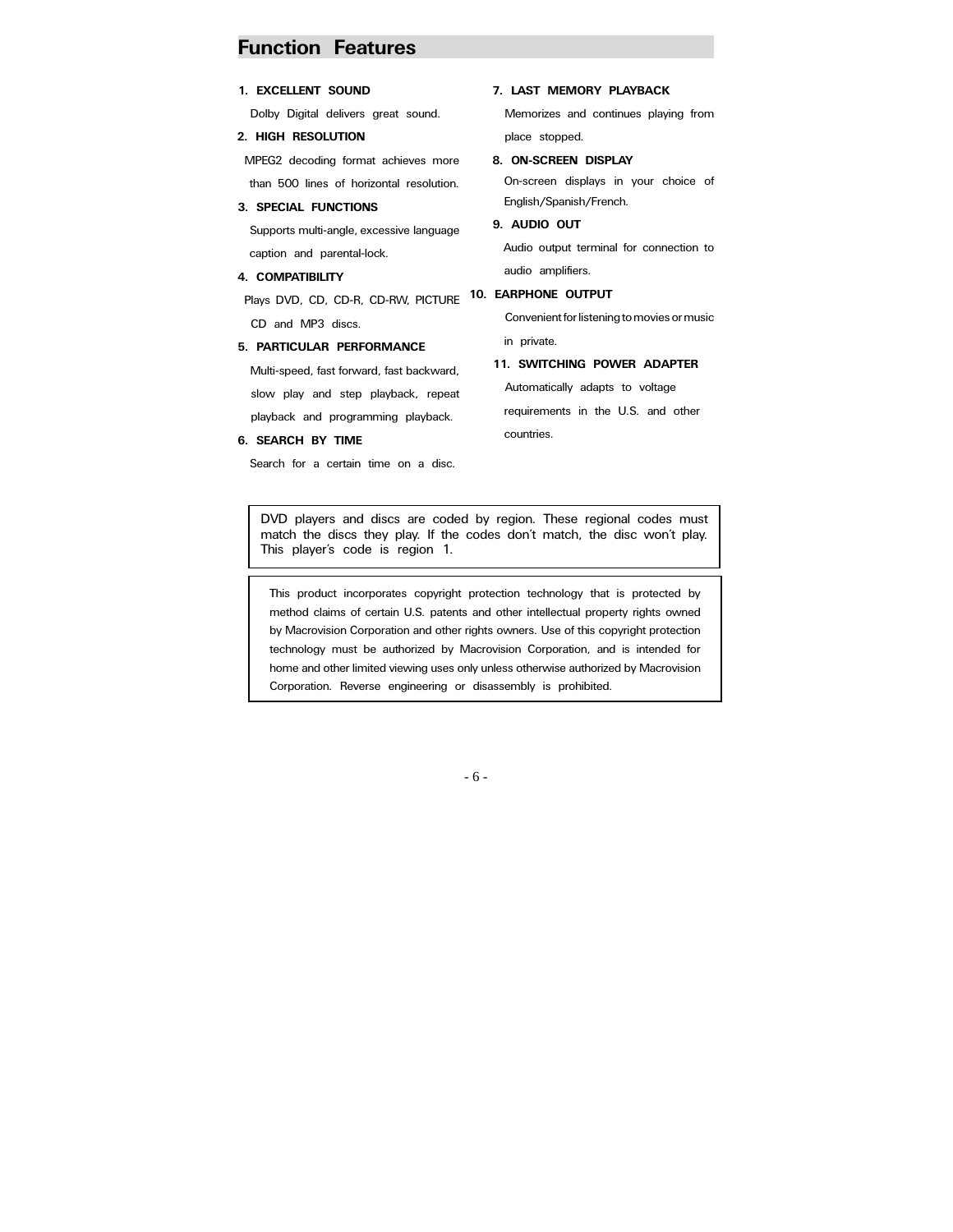# Function Features

1. **EXCELLENT SOUND**

   Dolby Digital delivers great sound.

2. **HIGH RESOLUTION**

   MPEG2 decoding format achieves more than 500 lines of horizontal resolution.

3. **SPECIAL FUNCTIONS**

   Supports multi-angle, excessive language caption and parental-lock.

4. **COMPATIBILITY**

   Plays DVD, CD, CD-R, CD-RW, PICTURE CD and MP3 discs.

5. **PARTICULAR PERFORMANCE**

   Multi-speed, fast forward, fast backward, slow play and step playback, repeat playback and programming playback.

6. **SEARCH BY TIME**

   Search for a certain time on a disc.

7. **LAST MEMORY PLAYBACK**

   Memorizes and continues playing from place stopped.

8. **ON-SCREEN DISPLAY**

   On-screen displays in your choice of English/Spanish/French.

9. **AUDIO OUT**

   Audio output terminal for connection to audio amplifiers.

10. **EARPHONE OUTPUT**

    Convenient for listening to movies or music in private.

11. **SWITCHING POWER ADAPTER**

    Automatically adapts to voltage requirements in the U.S. and other countries.

DVD players and discs are coded by region. These regional codes must match the discs they play. If the codes don't match, the disc won't play. This player's code is region 1.

This product incorporates copyright protection technology that is protected by method claims of certain U.S. patents and other intellectual property rights owned by Macrovision Corporation and other rights owners. Use of this copyright protection technology must be authorized by Macrovision Corporation, and is intended for home and other limited viewing uses only unless otherwise authorized by Macrovision Corporation. Reverse engineering or disassembly is prohibited.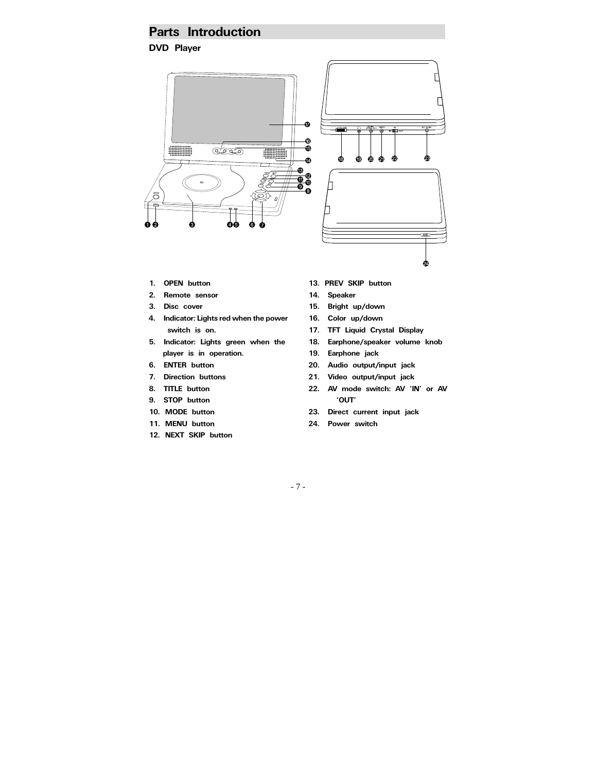## Parts Introduction

### DVD Player

1. OPEN button
2. Remote sensor
3. Disc cover
4. Indicator: Lights red when the power switch is on.
5. Indicator: Lights green when the player is in operation.
6. ENTER button
7. Direction buttons
8. TITLE button
9. STOP button
10. MODE button
11. MENU button
12. NEXT SKIP button
13. PREV SKIP button
14. Speaker
15. Bright up/down
16. Color up/down
17. TFT Liquid Crystal Display
18. Earphone/speaker volume knob
19. Earphone jack
20. Audio output/input jack
21. Video output/input jack
22. AV mode switch: AV 'IN' or AV 'OUT'
23. Direct current input jack
24. Power switch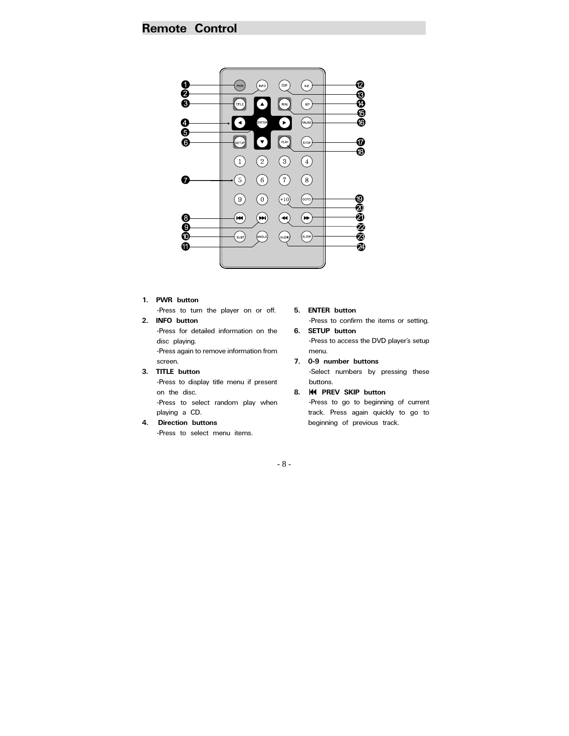## Remote Control

1. **PWR button**
   -Press to turn the player on or off.
2. **INFO button**
   -Press for detailed information on the disc playing.
   -Press again to remove information from screen.
3. **TITLE button**
   -Press to display title menu if present on the disc.
   -Press to select random play when playing a CD.
4. **Direction buttons**
   -Press to select menu items.
5. **ENTER button**
   -Press to confirm the items or setting.
6. **SETUP button**
   -Press to access the DVD player's setup menu.
7. **0-9 number buttons**
   -Select numbers by pressing these buttons.
8. **⏮ PREV SKIP button**
   -Press to go to beginning of current track. Press again quickly to go to beginning of previous track.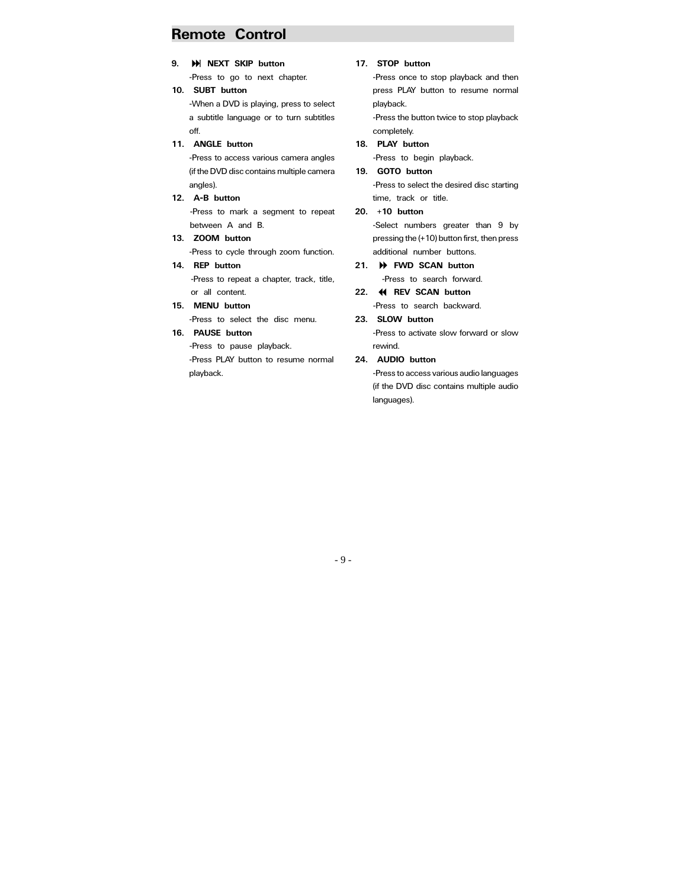## Remote Control

**9. ⏭ NEXT SKIP button**

-Press to go to next chapter.

**10. SUBT button**

-When a DVD is playing, press to select a subtitle language or to turn subtitles off.

**11. ANGLE button**

-Press to access various camera angles (if the DVD disc contains multiple camera angles).

**12. A-B button**

-Press to mark a segment to repeat between A and B.

**13. ZOOM button**

-Press to cycle through zoom function.

**14. REP button**

-Press to repeat a chapter, track, title, or all content.

**15. MENU button**

-Press to select the disc menu.

**16. PAUSE button**

-Press to pause playback.

-Press PLAY button to resume normal playback.

**17. STOP button**

-Press once to stop playback and then press PLAY button to resume normal playback.

-Press the button twice to stop playback completely.

**18. PLAY button**

-Press to begin playback.

**19. GOTO button**

-Press to select the desired disc starting time, track or title.

**20. +10 button**

-Select numbers greater than 9 by pressing the (+10) button first, then press additional number buttons.

**21. ⏩ FWD SCAN button**

-Press to search forward.

**22. ⏪ REV SCAN button**

-Press to search backward.

**23. SLOW button**

-Press to activate slow forward or slow rewind.

**24. AUDIO button**

-Press to access various audio languages (if the DVD disc contains multiple audio languages).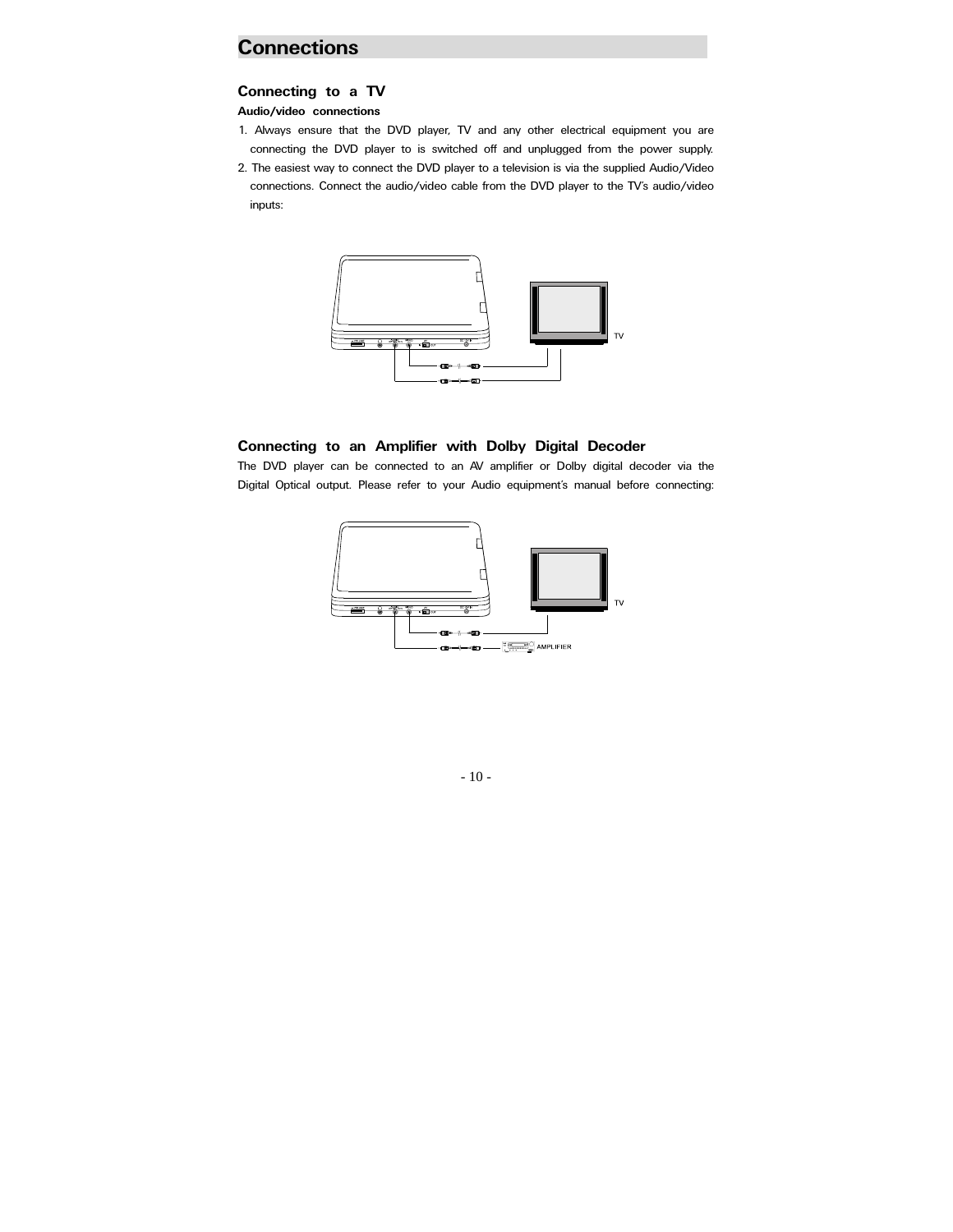# Connections

## Connecting to a TV

**Audio/video connections**

1. Always ensure that the DVD player, TV and any other electrical equipment you are connecting the DVD player to is switched off and unplugged from the power supply.
2. The easiest way to connect the DVD player to a television is via the supplied Audio/Video connections. Connect the audio/video cable from the DVD player to the TV's audio/video inputs:

## Connecting to an Amplifier with Dolby Digital Decoder

The DVD player can be connected to an AV amplifier or Dolby digital decoder via the Digital Optical output. Please refer to your Audio equipment's manual before connecting: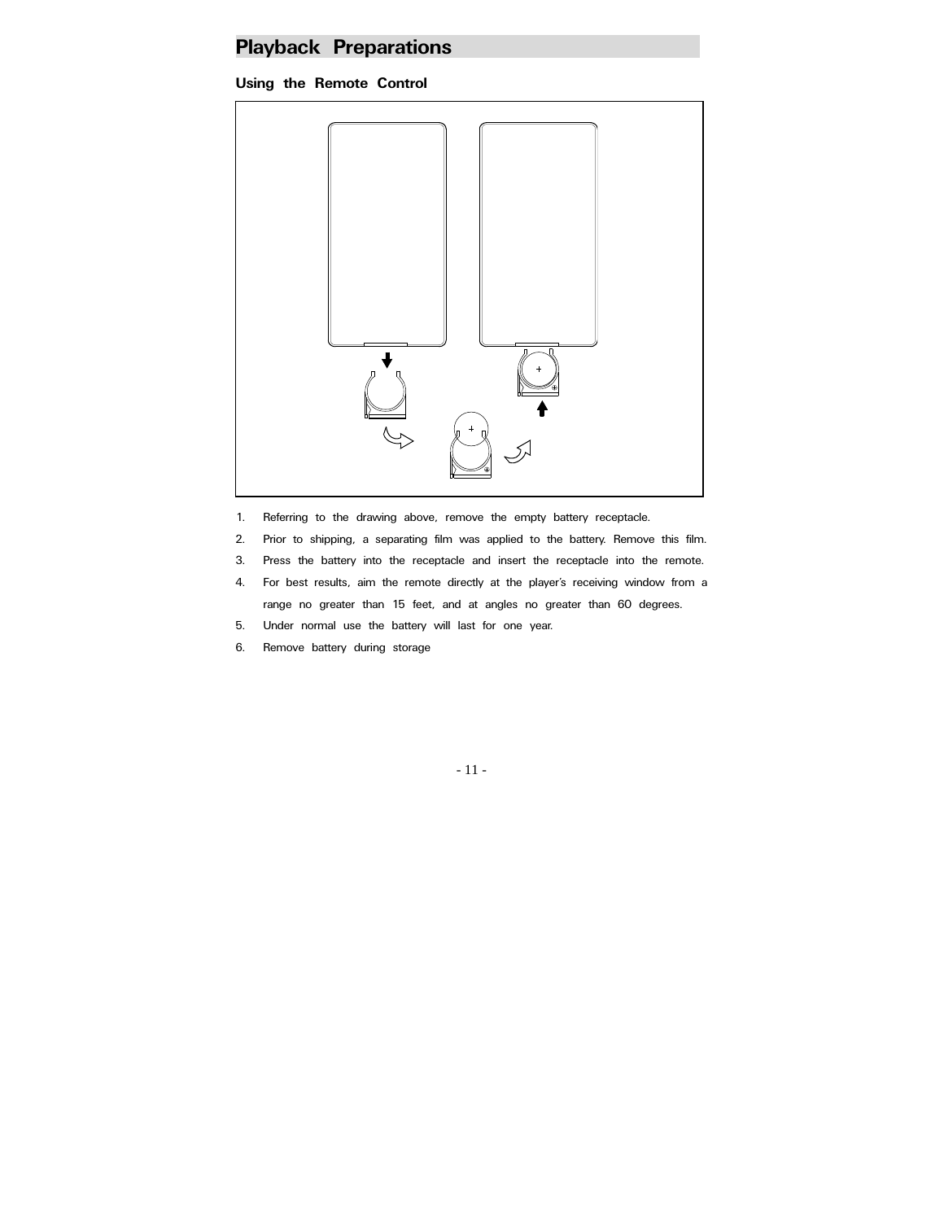## Playback Preparations

### Using the Remote Control

1. Referring to the drawing above, remove the empty battery receptacle.
2. Prior to shipping, a separating film was applied to the battery. Remove this film.
3. Press the battery into the receptacle and insert the receptacle into the remote.
4. For best results, aim the remote directly at the player's receiving window from a range no greater than 15 feet, and at angles no greater than 60 degrees.
5. Under normal use the battery will last for one year.
6. Remove battery during storage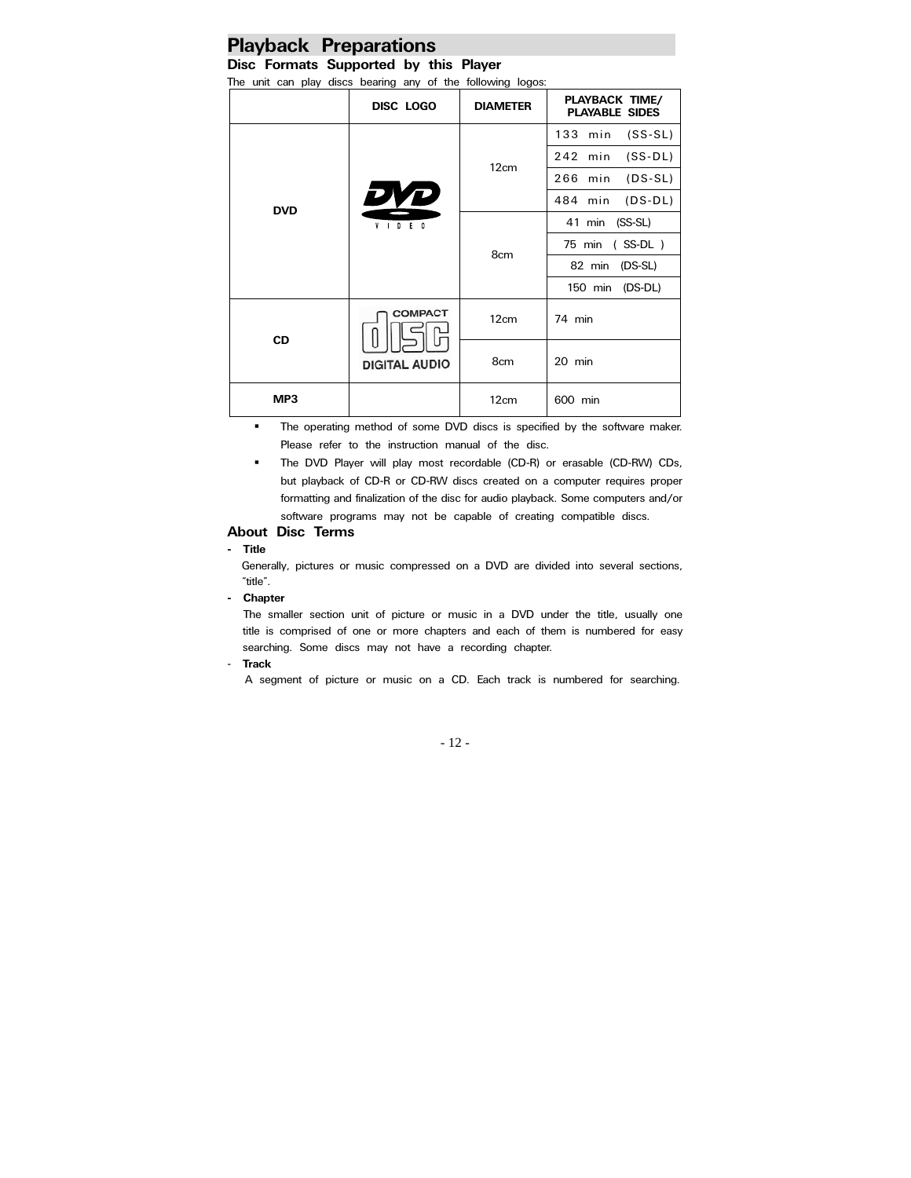# Playback Preparations

## Disc Formats Supported by this Player

The unit can play discs bearing any of the following logos:

| | DISC LOGO | DIAMETER | PLAYBACK TIME/ PLAYABLE SIDES |
|---|---|---|---|
| DVD | | 12cm | 133 min (SS-SL) |
| | | | 242 min (SS-DL) |
| | | | 266 min (DS-SL) |
| | | | 484 min (DS-DL) |
| | | 8cm | 41 min (SS-SL) |
| | | | 75 min ( SS-DL ) |
| | | | 82 min (DS-SL) |
| | | | 150 min (DS-DL) |
| CD | | 12cm | 74 min |
| | | 8cm | 20 min |
| MP3 | | 12cm | 600 min |

- The operating method of some DVD discs is specified by the software maker. Please refer to the instruction manual of the disc.
- The DVD Player will play most recordable (CD-R) or erasable (CD-RW) CDs, but playback of CD-R or CD-RW discs created on a computer requires proper formatting and finalization of the disc for audio playback. Some computers and/or software programs may not be capable of creating compatible discs.

## About Disc Terms

- **Title**

  Generally, pictures or music compressed on a DVD are divided into several sections, "title".

- **Chapter**

  The smaller section unit of picture or music in a DVD under the title, usually one title is comprised of one or more chapters and each of them is numbered for easy searching. Some discs may not have a recording chapter.

- **Track**

  A segment of picture or music on a CD. Each track is numbered for searching.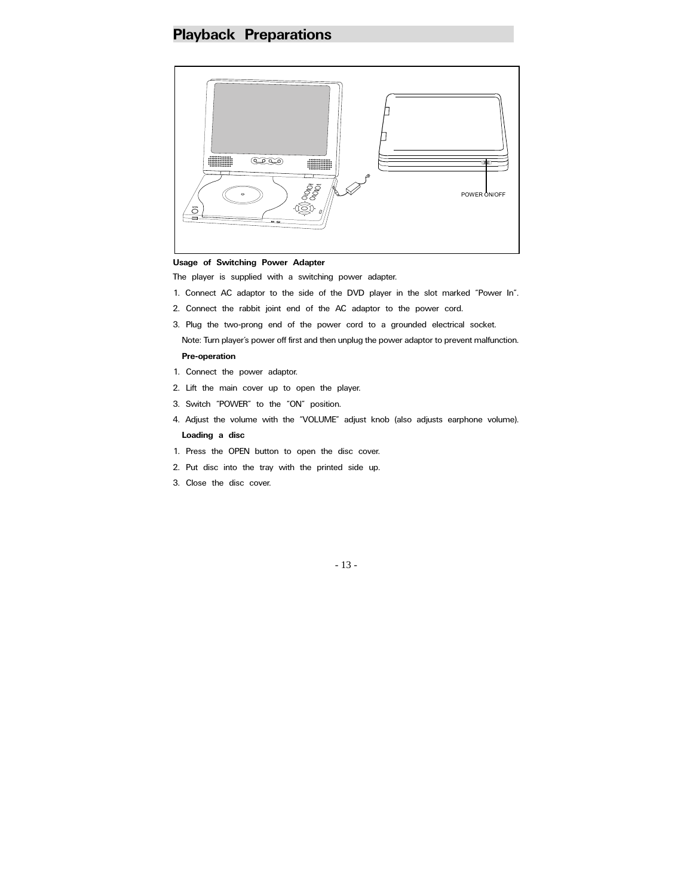# Playback Preparations

POWER ON/OFF

**Usage of Switching Power Adapter**

The player is supplied with a switching power adapter.

1. Connect AC adaptor to the side of the DVD player in the slot marked "Power In".
2. Connect the rabbit joint end of the AC adaptor to the power cord.
3. Plug the two-prong end of the power cord to a grounded electrical socket.

   Note: Turn player's power off first and then unplug the power adaptor to prevent malfunction.

**Pre-operation**

1. Connect the power adaptor.
2. Lift the main cover up to open the player.
3. Switch "POWER" to the "ON" position.
4. Adjust the volume with the "VOLUME" adjust knob (also adjusts earphone volume).

**Loading a disc**

1. Press the OPEN button to open the disc cover.
2. Put disc into the tray with the printed side up.
3. Close the disc cover.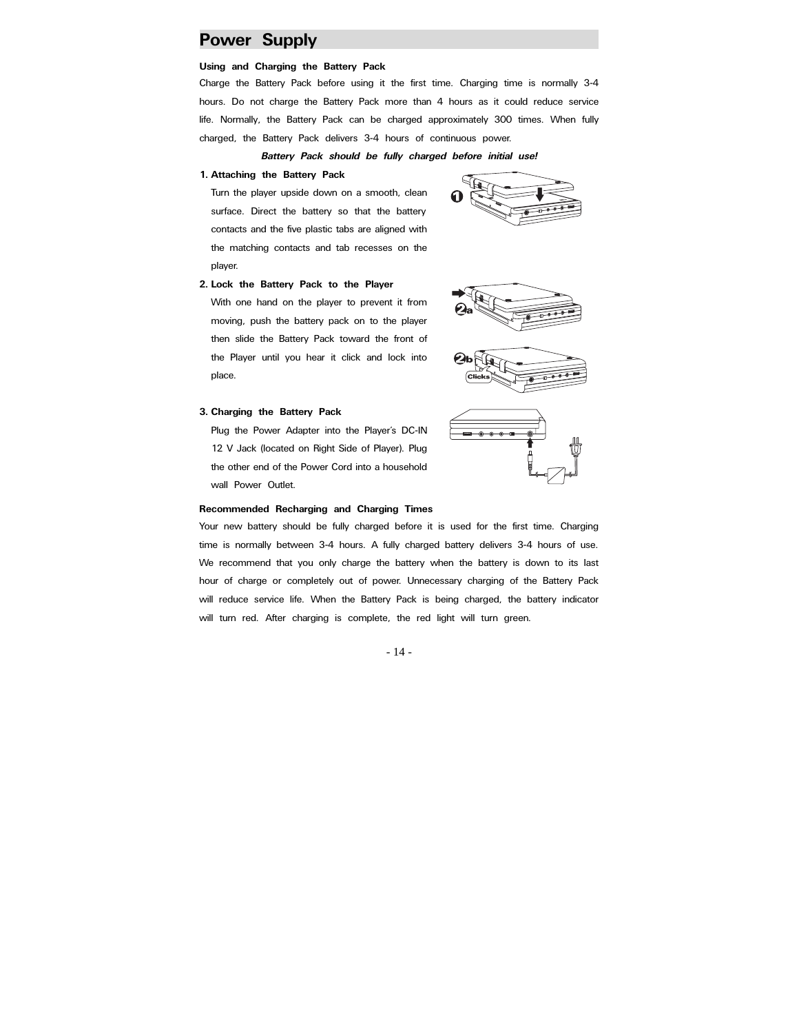# Power Supply

**Using and Charging the Battery Pack**

Charge the Battery Pack before using it the first time. Charging time is normally 3-4 hours. Do not charge the Battery Pack more than 4 hours as it could reduce service life. Normally, the Battery Pack can be charged approximately 300 times. When fully charged, the Battery Pack delivers 3-4 hours of continuous power.

***Battery Pack should be fully charged before initial use!***

**1. Attaching the Battery Pack**

Turn the player upside down on a smooth, clean surface. Direct the battery so that the battery contacts and the five plastic tabs are aligned with the matching contacts and tab recesses on the player.

**2. Lock the Battery Pack to the Player**

With one hand on the player to prevent it from moving, push the battery pack on to the player then slide the Battery Pack toward the front of the Player until you hear it click and lock into place.

**3. Charging the Battery Pack**

Plug the Power Adapter into the Player's DC-IN 12 V Jack (located on Right Side of Player). Plug the other end of the Power Cord into a household wall Power Outlet.

**Recommended Recharging and Charging Times**

Your new battery should be fully charged before it is used for the first time. Charging time is normally between 3-4 hours. A fully charged battery delivers 3-4 hours of use. We recommend that you only charge the battery when the battery is down to its last hour of charge or completely out of power. Unnecessary charging of the Battery Pack will reduce service life. When the Battery Pack is being charged, the battery indicator will turn red. After charging is complete, the red light will turn green.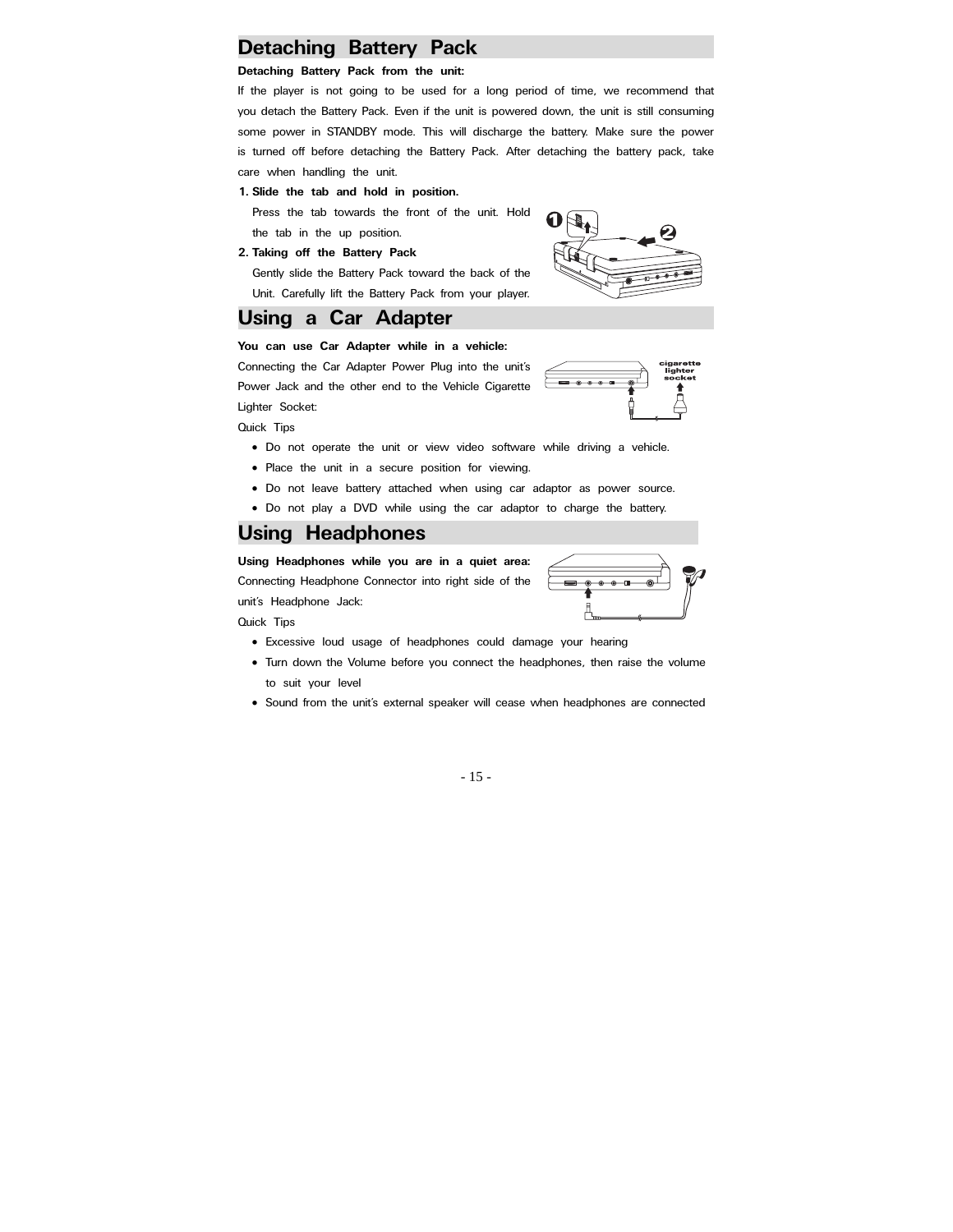## Detaching Battery Pack

**Detaching Battery Pack from the unit:**

If the player is not going to be used for a long period of time, we recommend that you detach the Battery Pack. Even if the unit is powered down, the unit is still consuming some power in STANDBY mode. This will discharge the battery. Make sure the power is turned off before detaching the Battery Pack. After detaching the battery pack, take care when handling the unit.

1. **Slide the tab and hold in position.**

   Press the tab towards the front of the unit. Hold the tab in the up position.

2. **Taking off the Battery Pack**

   Gently slide the Battery Pack toward the back of the Unit. Carefully lift the Battery Pack from your player.

## Using a Car Adapter

**You can use Car Adapter while in a vehicle:**

Connecting the Car Adapter Power Plug into the unit's Power Jack and the other end to the Vehicle Cigarette Lighter Socket:

Quick Tips

- Do not operate the unit or view video software while driving a vehicle.
- Place the unit in a secure position for viewing.
- Do not leave battery attached when using car adaptor as power source.
- Do not play a DVD while using the car adaptor to charge the battery.

## Using Headphones

**Using Headphones while you are in a quiet area:**

Connecting Headphone Connector into right side of the unit's Headphone Jack:

Quick Tips

- Excessive loud usage of headphones could damage your hearing
- Turn down the Volume before you connect the headphones, then raise the volume to suit your level
- Sound from the unit's external speaker will cease when headphones are connected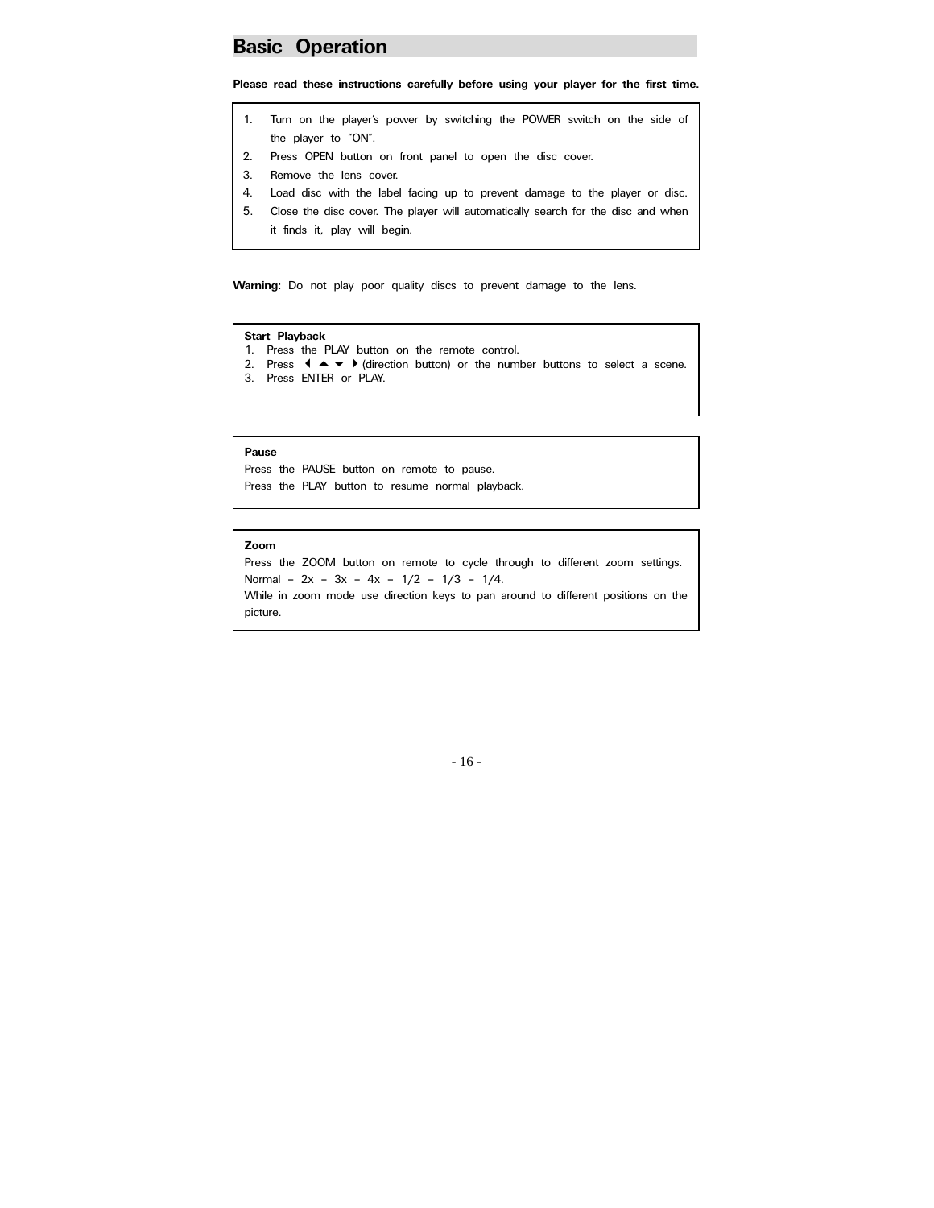## Basic Operation

**Please read these instructions carefully before using your player for the first time.**

1. Turn on the player's power by switching the POWER switch on the side of the player to "ON".
2. Press OPEN button on front panel to open the disc cover.
3. Remove the lens cover.
4. Load disc with the label facing up to prevent damage to the player or disc.
5. Close the disc cover. The player will automatically search for the disc and when it finds it, play will begin.

**Warning:** Do not play poor quality discs to prevent damage to the lens.

**Start Playback**

1. Press the PLAY button on the remote control.
2. Press ◀ ▲ ▼ ▶ (direction button) or the number buttons to select a scene.
3. Press ENTER or PLAY.

**Pause**

Press the PAUSE button on remote to pause.
Press the PLAY button to resume normal playback.

**Zoom**

Press the ZOOM button on remote to cycle through to different zoom settings.
Normal – 2x – 3x – 4x – 1/2 – 1/3 – 1/4.
While in zoom mode use direction keys to pan around to different positions on the picture.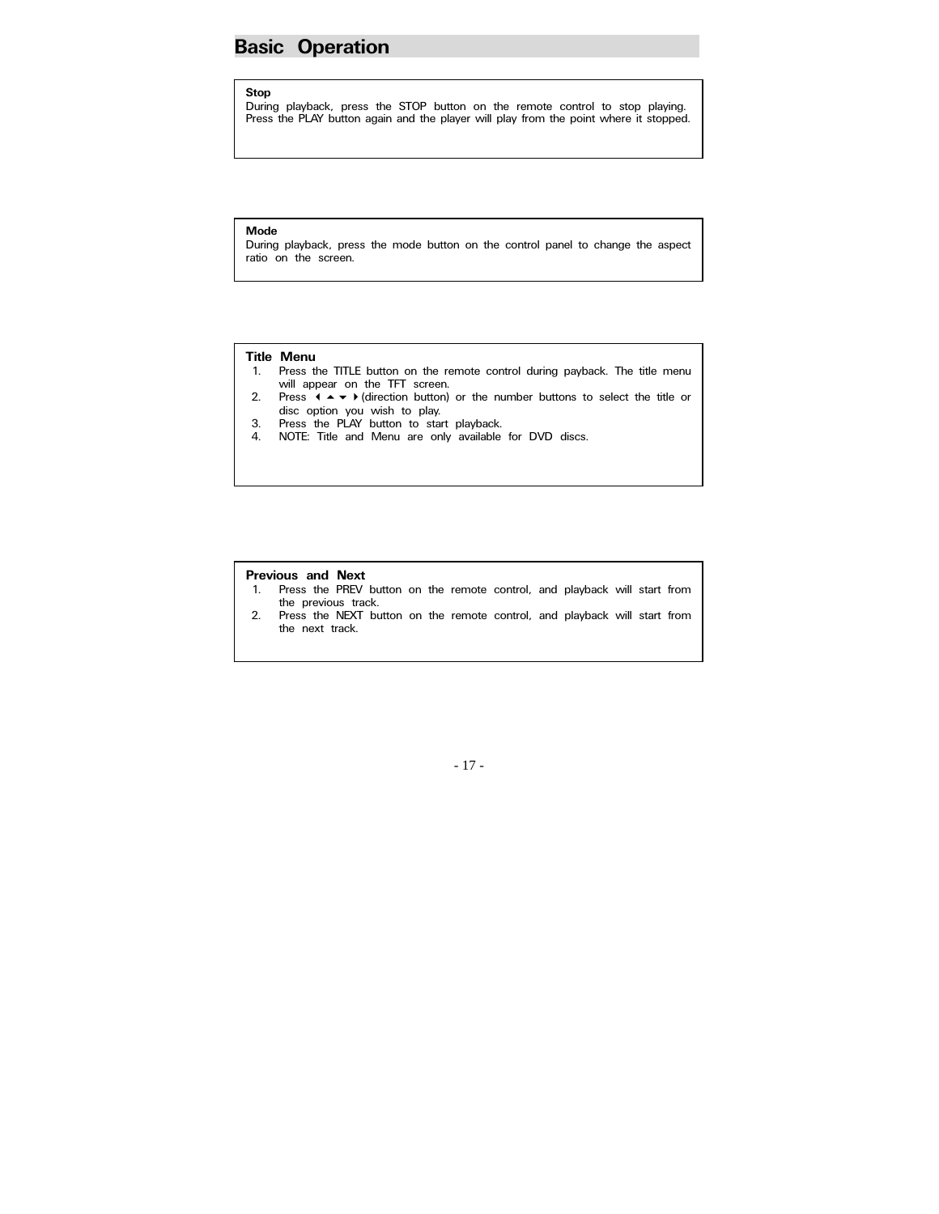# Basic Operation

**Stop**

During playback, press the STOP button on the remote control to stop playing. Press the PLAY button again and the player will play from the point where it stopped.

**Mode**

During playback, press the mode button on the control panel to change the aspect ratio on the screen.

**Title Menu**

1. Press the TITLE button on the remote control during payback. The title menu will appear on the TFT screen.
2. Press ◄ ▲ ▼ ►(direction button) or the number buttons to select the title or disc option you wish to play.
3. Press the PLAY button to start playback.
4. NOTE: Title and Menu are only available for DVD discs.

**Previous and Next**

1. Press the PREV button on the remote control, and playback will start from the previous track.
2. Press the NEXT button on the remote control, and playback will start from the next track.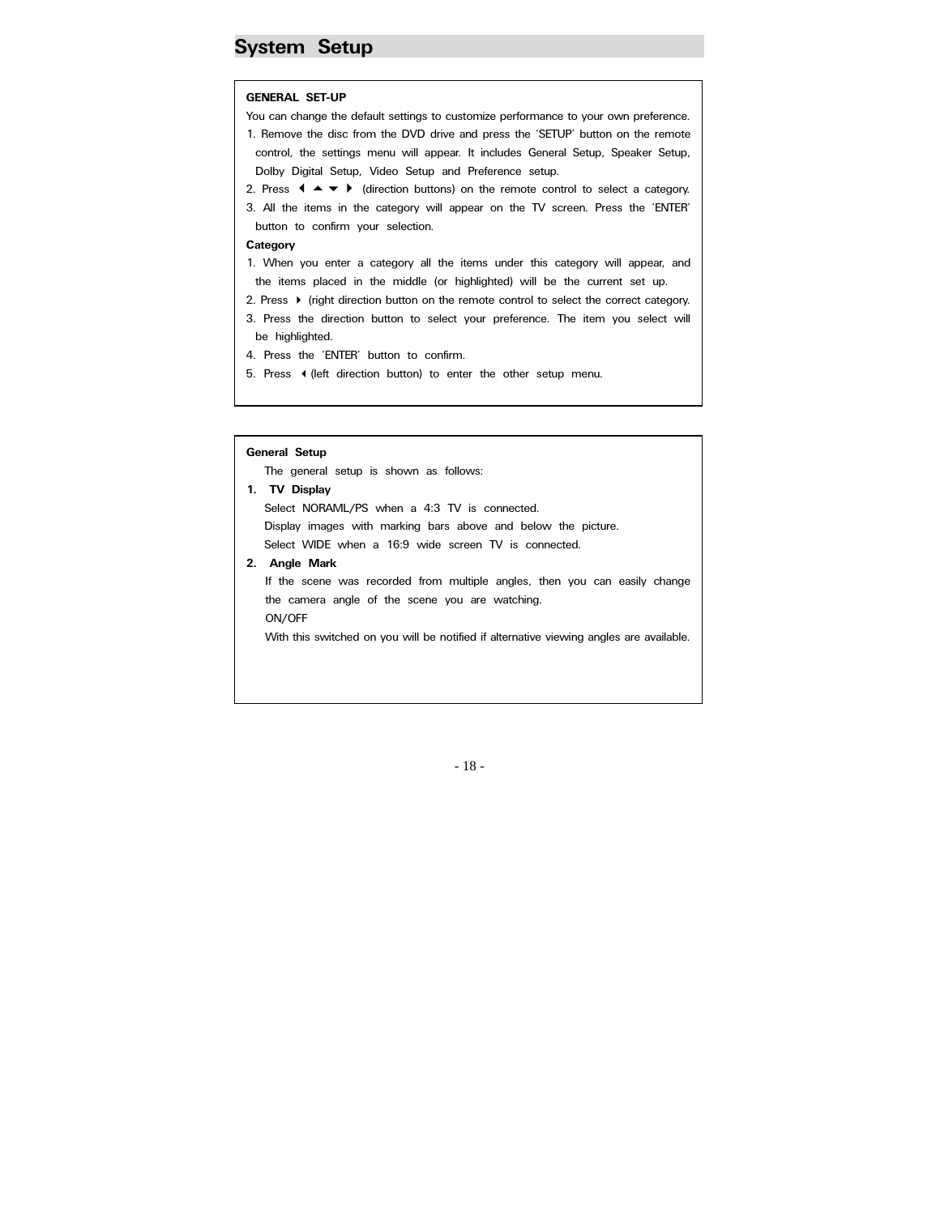# System Setup

**GENERAL SET-UP**

You can change the default settings to customize performance to your own preference.

1. Remove the disc from the DVD drive and press the 'SETUP' button on the remote control, the settings menu will appear. It includes General Setup, Speaker Setup, Dolby Digital Setup, Video Setup and Preference setup.
2. Press ◀ ▲ ▼ ▶ (direction buttons) on the remote control to select a category.
3. All the items in the category will appear on the TV screen. Press the 'ENTER' button to confirm your selection.

**Category**

1. When you enter a category all the items under this category will appear, and the items placed in the middle (or highlighted) will be the current set up.
2. Press ▶ (right direction button on the remote control to select the correct category.
3. Press the direction button to select your preference. The item you select will be highlighted.
4. Press the 'ENTER' button to confirm.
5. Press ◀ (left direction button) to enter the other setup menu.

**General Setup**

The general setup is shown as follows:

**1. TV Display**

Select NORAML/PS when a 4:3 TV is connected.

Display images with marking bars above and below the picture.

Select WIDE when a 16:9 wide screen TV is connected.

**2. Angle Mark**

If the scene was recorded from multiple angles, then you can easily change the camera angle of the scene you are watching.

ON/OFF

With this switched on you will be notified if alternative viewing angles are available.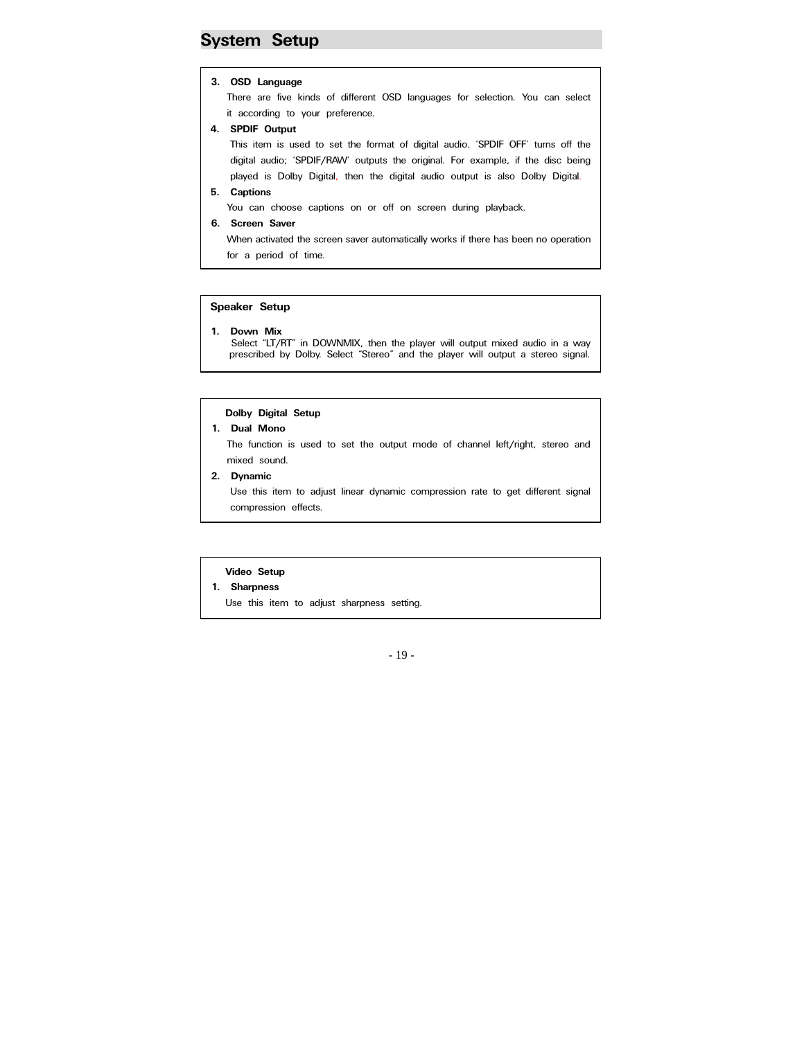## System Setup

**3. OSD Language**

There are five kinds of different OSD languages for selection. You can select it according to your preference.

**4. SPDIF Output**

This item is used to set the format of digital audio. 'SPDIF OFF' turns off the digital audio; 'SPDIF/RAW' outputs the original. For example, if the disc being played is Dolby Digital, then the digital audio output is also Dolby Digital.

**5. Captions**

You can choose captions on or off on screen during playback.

**6. Screen Saver**

When activated the screen saver automatically works if there has been no operation for a period of time.

### Speaker Setup

**1. Down Mix**

Select "LT/RT" in DOWNMIX, then the player will output mixed audio in a way prescribed by Dolby. Select "Stereo" and the player will output a stereo signal.

### Dolby Digital Setup

**1. Dual Mono**

The function is used to set the output mode of channel left/right, stereo and mixed sound.

**2. Dynamic**

Use this item to adjust linear dynamic compression rate to get different signal compression effects.

### Video Setup

**1. Sharpness**

Use this item to adjust sharpness setting.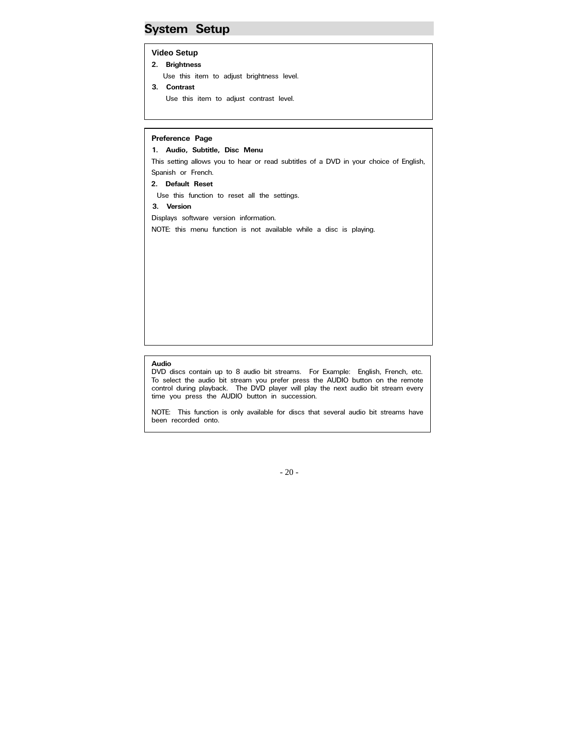# System Setup

### Video Setup

**2. Brightness**

Use this item to adjust brightness level.

**3. Contrast**

Use this item to adjust contrast level.

### Preference Page

**1. Audio, Subtitle, Disc Menu**

This setting allows you to hear or read subtitles of a DVD in your choice of English, Spanish or French.

**2. Default Reset**

Use this function to reset all the settings.

**3. Version**

Displays software version information.

NOTE: this menu function is not available while a disc is playing.

### Audio

DVD discs contain up to 8 audio bit streams. For Example: English, French, etc. To select the audio bit stream you prefer press the AUDIO button on the remote control during playback. The DVD player will play the next audio bit stream every time you press the AUDIO button in succession.

NOTE: This function is only available for discs that several audio bit streams have been recorded onto.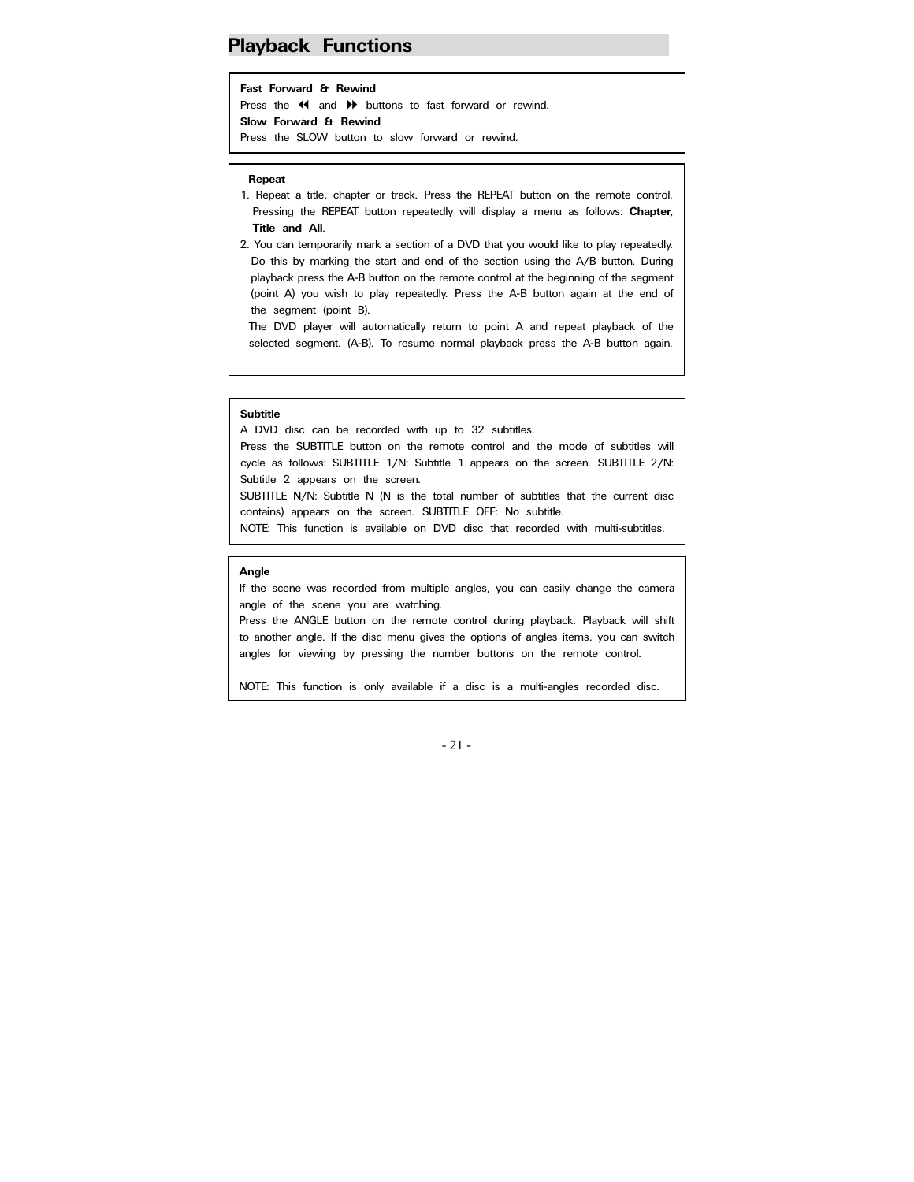# Playback Functions

**Fast Forward & Rewind**

Press the ◀◀ and ▶▶ buttons to fast forward or rewind.

**Slow Forward & Rewind**

Press the SLOW button to slow forward or rewind.

**Repeat**

1. Repeat a title, chapter or track. Press the REPEAT button on the remote control. Pressing the REPEAT button repeatedly will display a menu as follows: **Chapter, Title and All**.
2. You can temporarily mark a section of a DVD that you would like to play repeatedly. Do this by marking the start and end of the section using the A/B button. During playback press the A-B button on the remote control at the beginning of the segment (point A) you wish to play repeatedly. Press the A-B button again at the end of the segment (point B).

   The DVD player will automatically return to point A and repeat playback of the selected segment. (A-B). To resume normal playback press the A-B button again.

**Subtitle**

A DVD disc can be recorded with up to 32 subtitles.

Press the SUBTITLE button on the remote control and the mode of subtitles will cycle as follows: SUBTITLE 1/N: Subtitle 1 appears on the screen. SUBTITLE 2/N: Subtitle 2 appears on the screen.

SUBTITLE N/N: Subtitle N (N is the total number of subtitles that the current disc contains) appears on the screen. SUBTITLE OFF: No subtitle.

NOTE: This function is available on DVD disc that recorded with multi-subtitles.

**Angle**

If the scene was recorded from multiple angles, you can easily change the camera angle of the scene you are watching.

Press the ANGLE button on the remote control during playback. Playback will shift to another angle. If the disc menu gives the options of angles items, you can switch angles for viewing by pressing the number buttons on the remote control.

NOTE: This function is only available if a disc is a multi-angles recorded disc.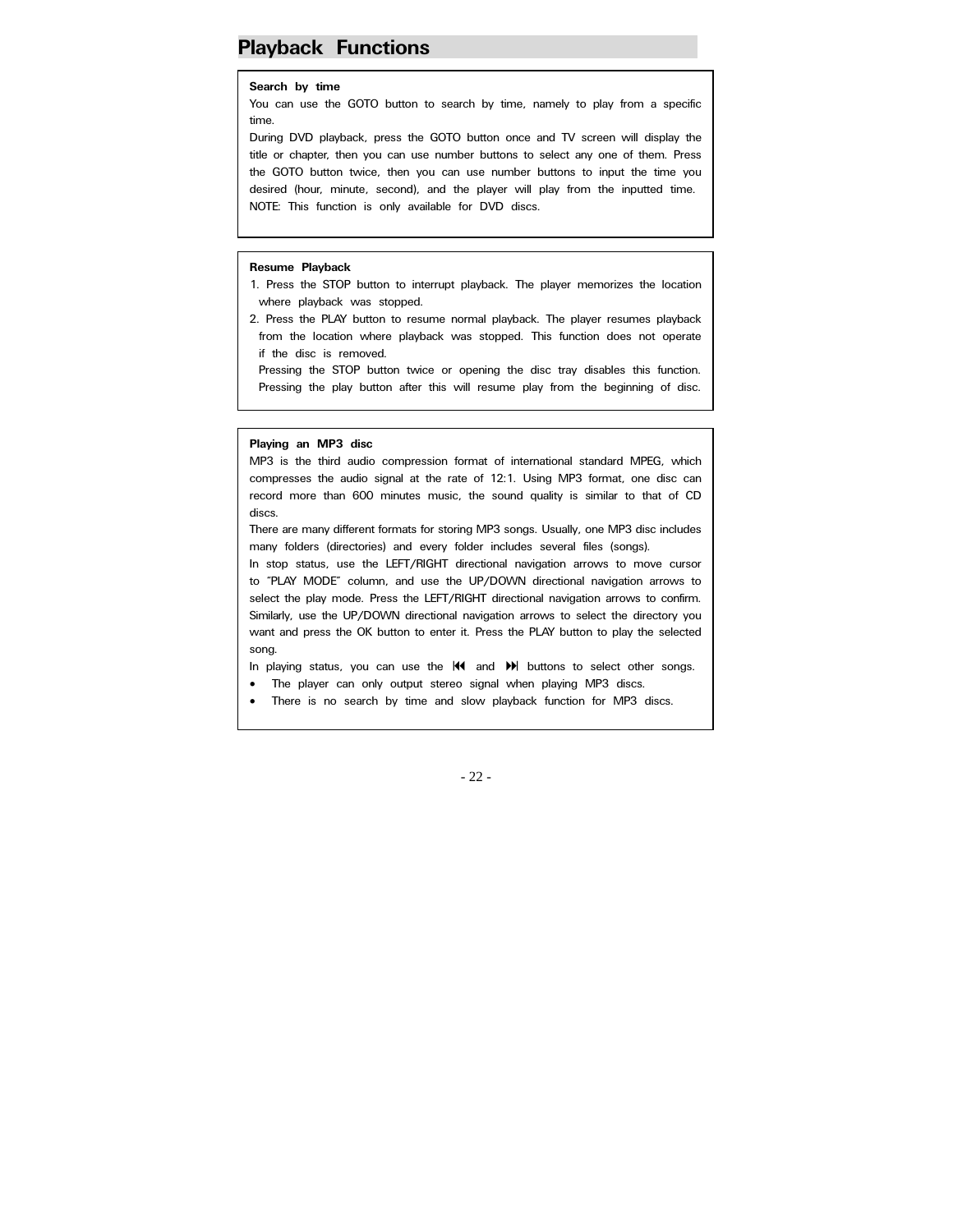## Playback Functions

**Search by time**

You can use the GOTO button to search by time, namely to play from a specific time.

During DVD playback, press the GOTO button once and TV screen will display the title or chapter, then you can use number buttons to select any one of them. Press the GOTO button twice, then you can use number buttons to input the time you desired (hour, minute, second), and the player will play from the inputted time.

NOTE: This function is only available for DVD discs.

**Resume Playback**

1. Press the STOP button to interrupt playback. The player memorizes the location where playback was stopped.
2. Press the PLAY button to resume normal playback. The player resumes playback from the location where playback was stopped. This function does not operate if the disc is removed.

   Pressing the STOP button twice or opening the disc tray disables this function. Pressing the play button after this will resume play from the beginning of disc.

**Playing an MP3 disc**

MP3 is the third audio compression format of international standard MPEG, which compresses the audio signal at the rate of 12:1. Using MP3 format, one disc can record more than 600 minutes music, the sound quality is similar to that of CD discs.

There are many different formats for storing MP3 songs. Usually, one MP3 disc includes many folders (directories) and every folder includes several files (songs).

In stop status, use the LEFT/RIGHT directional navigation arrows to move cursor to "PLAY MODE" column, and use the UP/DOWN directional navigation arrows to select the play mode. Press the LEFT/RIGHT directional navigation arrows to confirm. Similarly, use the UP/DOWN directional navigation arrows to select the directory you want and press the OK button to enter it. Press the PLAY button to play the selected song.

In playing status, you can use the ⏮ and ⏭ buttons to select other songs.

- The player can only output stereo signal when playing MP3 discs.
- There is no search by time and slow playback function for MP3 discs.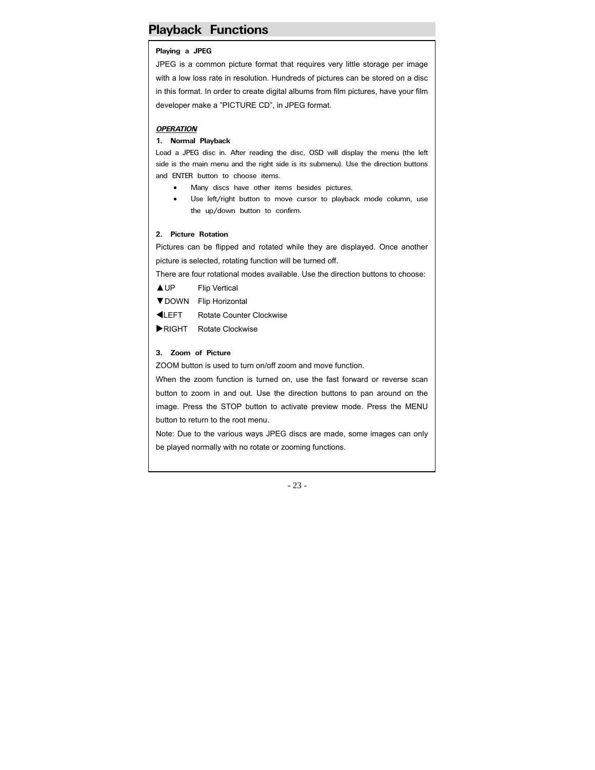# Playback Functions

### Playing a JPEG

JPEG is a common picture format that requires very little storage per image with a low loss rate in resolution. Hundreds of pictures can be stored on a disc in this format. In order to create digital albums from film pictures, have your film developer make a "PICTURE CD", in JPEG format.

***OPERATION***

**1. Normal Playback**

Load a JPEG disc in. After reading the disc, OSD will display the menu (the left side is the main menu and the right side is its submenu). Use the direction buttons and ENTER button to choose items.

- Many discs have other items besides pictures.
- Use left/right button to move cursor to playback mode column, use the up/down button to confirm.

**2. Picture Rotation**

Pictures can be flipped and rotated while they are displayed. Once another picture is selected, rotating function will be turned off.

There are four rotational modes available. Use the direction buttons to choose:

| | |
|---|---|
| ▲UP | Flip Vertical |
| ▼DOWN | Flip Horizontal |
| ◀LEFT | Rotate Counter Clockwise |
| ▶RIGHT | Rotate Clockwise |

**3. Zoom of Picture**

ZOOM button is used to turn on/off zoom and move function.

When the zoom function is turned on, use the fast forward or reverse scan button to zoom in and out. Use the direction buttons to pan around on the image. Press the STOP button to activate preview mode. Press the MENU button to return to the root menu.

Note: Due to the various ways JPEG discs are made, some images can only be played normally with no rotate or zooming functions.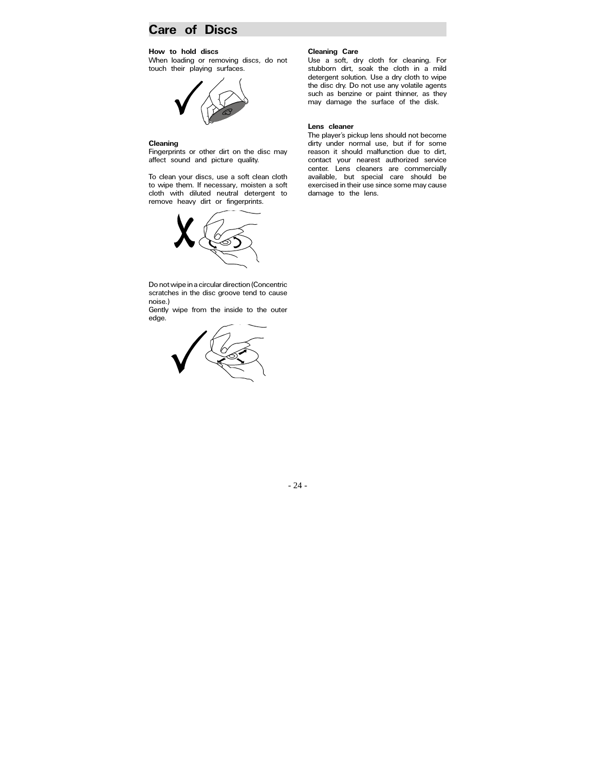# Care of Discs

### How to hold discs

When loading or removing discs, do not touch their playing surfaces.

### Cleaning

Fingerprints or other dirt on the disc may affect sound and picture quality.

To clean your discs, use a soft clean cloth to wipe them. If necessary, moisten a soft cloth with diluted neutral detergent to remove heavy dirt or fingerprints.

Do not wipe in a circular direction (Concentric scratches in the disc groove tend to cause noise.)
Gently wipe from the inside to the outer edge.

### Cleaning Care

Use a soft, dry cloth for cleaning. For stubborn dirt, soak the cloth in a mild detergent solution. Use a dry cloth to wipe the disc dry. Do not use any volatile agents such as benzine or paint thinner, as they may damage the surface of the disk.

### Lens cleaner

The player's pickup lens should not become dirty under normal use, but if for some reason it should malfunction due to dirt, contact your nearest authorized service center. Lens cleaners are commercially available, but special care should be exercised in their use since some may cause damage to the lens.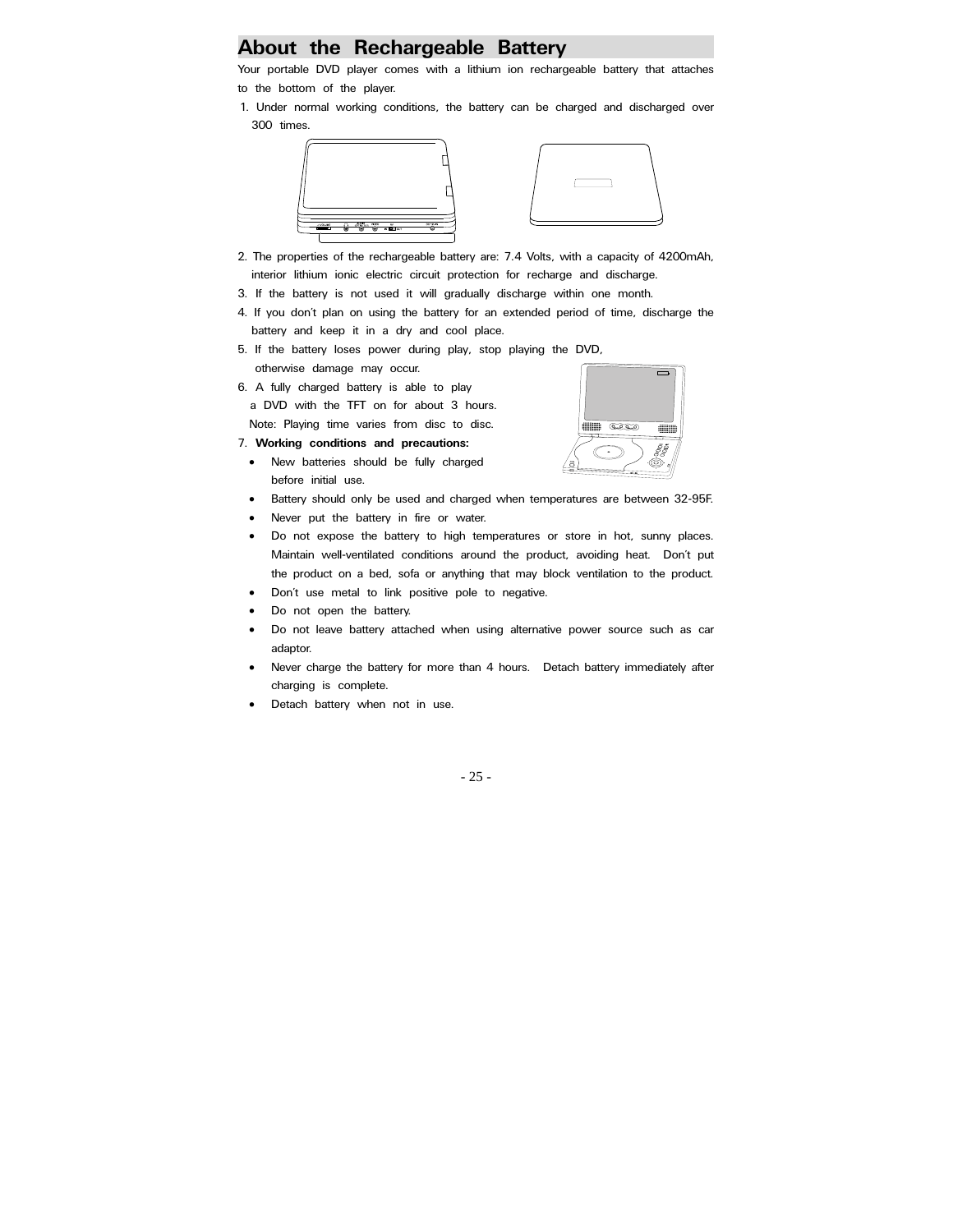## About the Rechargeable Battery

Your portable DVD player comes with a lithium ion rechargeable battery that attaches to the bottom of the player.

1. Under normal working conditions, the battery can be charged and discharged over 300 times.
2. The properties of the rechargeable battery are: 7.4 Volts, with a capacity of 4200mAh, interior lithium ionic electric circuit protection for recharge and discharge.
3. If the battery is not used it will gradually discharge within one month.
4. If you don't plan on using the battery for an extended period of time, discharge the battery and keep it in a dry and cool place.
5. If the battery loses power during play, stop playing the DVD, otherwise damage may occur.
6. A fully charged battery is able to play a DVD with the TFT on for about 3 hours. Note: Playing time varies from disc to disc.
7. **Working conditions and precautions:**
   - New batteries should be fully charged before initial use.
   - Battery should only be used and charged when temperatures are between 32-95F.
   - Never put the battery in fire or water.
   - Do not expose the battery to high temperatures or store in hot, sunny places. Maintain well-ventilated conditions around the product, avoiding heat. Don't put the product on a bed, sofa or anything that may block ventilation to the product.
   - Don't use metal to link positive pole to negative.
   - Do not open the battery.
   - Do not leave battery attached when using alternative power source such as car adaptor.
   - Never charge the battery for more than 4 hours. Detach battery immediately after charging is complete.
   - Detach battery when not in use.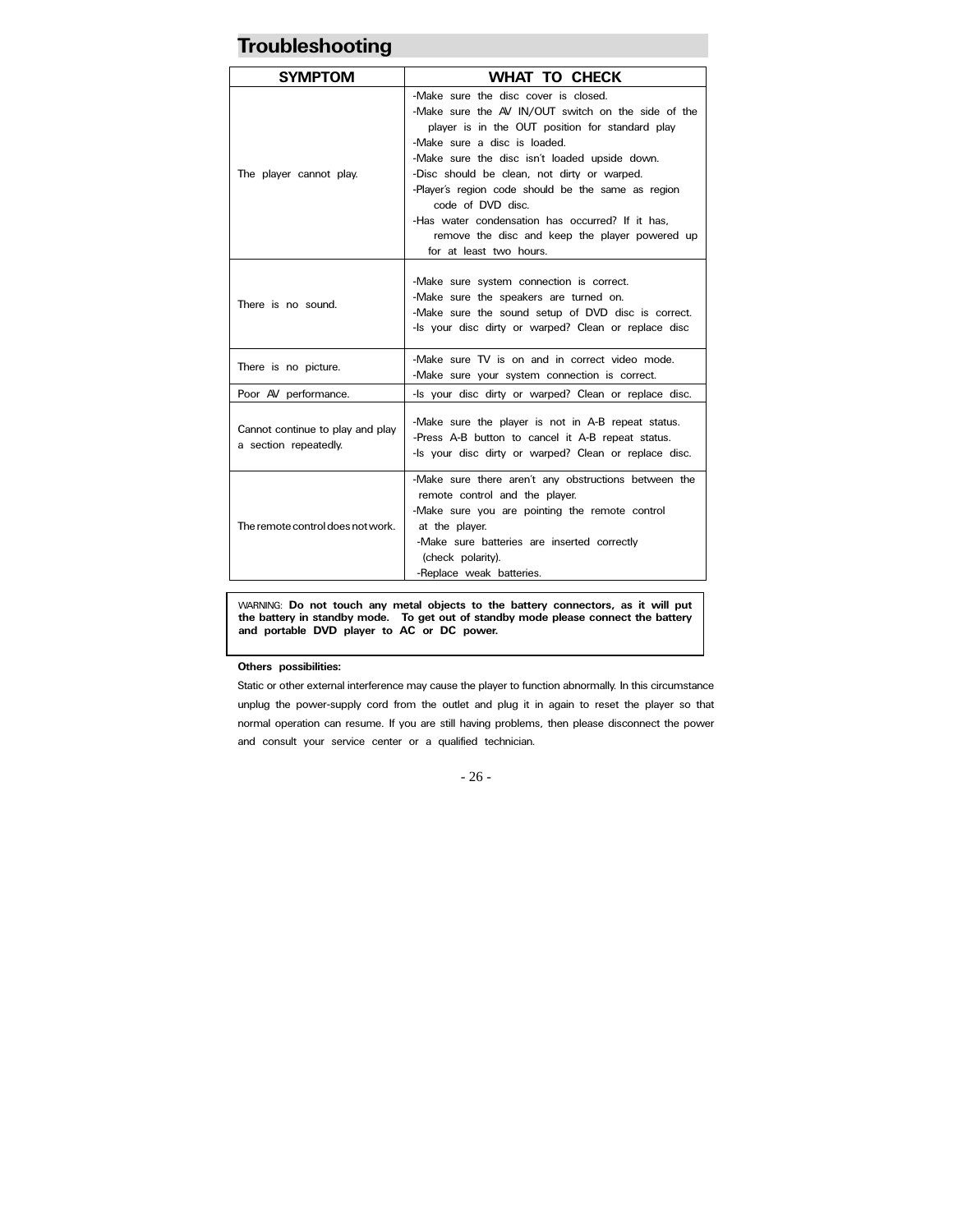# Troubleshooting

| SYMPTOM | WHAT TO CHECK |
|---|---|
| The player cannot play. | -Make sure the disc cover is closed.<br>-Make sure the AV IN/OUT switch on the side of the player is in the OUT position for standard play<br>-Make sure a disc is loaded.<br>-Make sure the disc isn't loaded upside down.<br>-Disc should be clean, not dirty or warped.<br>-Player's region code should be the same as region code of DVD disc.<br>-Has water condensation has occurred? If it has, remove the disc and keep the player powered up for at least two hours. |
| There is no sound. | -Make sure system connection is correct.<br>-Make sure the speakers are turned on.<br>-Make sure the sound setup of DVD disc is correct.<br>-Is your disc dirty or warped? Clean or replace disc |
| There is no picture. | -Make sure TV is on and in correct video mode.<br>-Make sure your system connection is correct. |
| Poor AV performance. | -Is your disc dirty or warped? Clean or replace disc. |
| Cannot continue to play and play a section repeatedly. | -Make sure the player is not in A-B repeat status.<br>-Press A-B button to cancel it A-B repeat status.<br>-Is your disc dirty or warped? Clean or replace disc. |
| The remote control does not work. | -Make sure there aren't any obstructions between the remote control and the player.<br>-Make sure you are pointing the remote control at the player.<br>-Make sure batteries are inserted correctly (check polarity).<br>-Replace weak batteries. |

WARNING: **Do not touch any metal objects to the battery connectors, as it will put the battery in standby mode. To get out of standby mode please connect the battery and portable DVD player to AC or DC power.**

**Others possibilities:**

Static or other external interference may cause the player to function abnormally. In this circumstance unplug the power-supply cord from the outlet and plug it in again to reset the player so that normal operation can resume. If you are still having problems, then please disconnect the power and consult your service center or a qualified technician.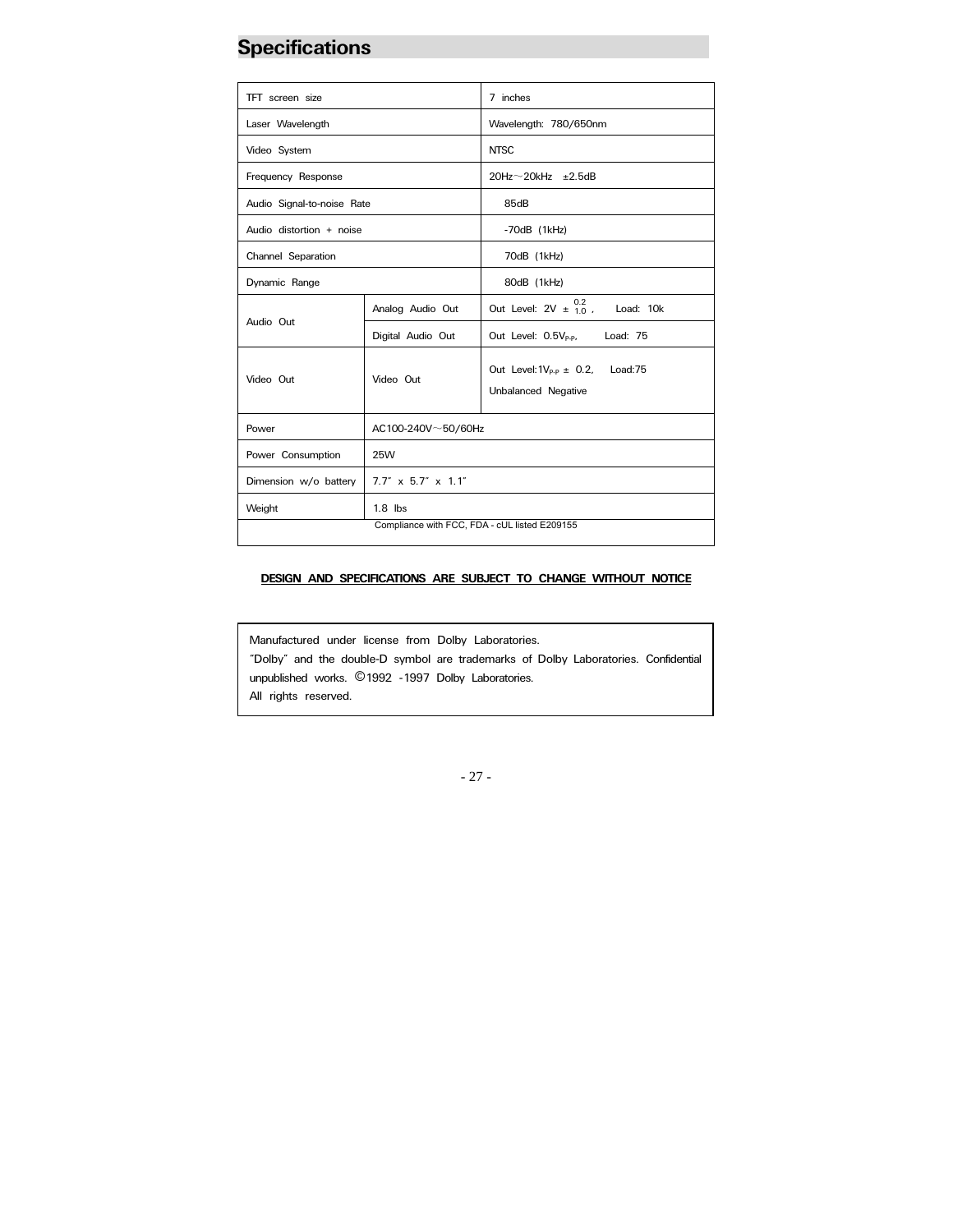# Specifications

| | | |
|---|---|---|
| TFT screen size | | 7 inches |
| Laser Wavelength | | Wavelength: 780/650nm |
| Video System | | NTSC |
| Frequency Response | | 20Hz～20kHz ±2.5dB |
| Audio Signal-to-noise Rate | | 85dB |
| Audio distortion + noise | | -70dB (1kHz) |
| Channel Separation | | 70dB (1kHz) |
| Dynamic Range | | 80dB (1kHz) |
| Audio Out | Analog Audio Out | Out Level: 2V $\pm^{0.2}_{1.0}$ , Load: 10k |
| | Digital Audio Out | Out Level: $0.5V_{P-P}$, Load: 75 |
| Video Out | Video Out | Out Level:$1V_{P-P}$ ± 0.2, Load:75<br>Unbalanced Negative |
| Power | AC100-240V～50/60Hz | |
| Power Consumption | 25W | |
| Dimension w/o battery | 7.7" x 5.7" x 1.1" | |
| Weight | 1.8 lbs | |
| Compliance with FCC, FDA - cUL listed E209155 | | |

**DESIGN AND SPECIFICATIONS ARE SUBJECT TO CHANGE WITHOUT NOTICE**

Manufactured under license from Dolby Laboratories.
"Dolby" and the double-D symbol are trademarks of Dolby Laboratories. Confidential unpublished works. ©1992 -1997 Dolby Laboratories.
All rights reserved.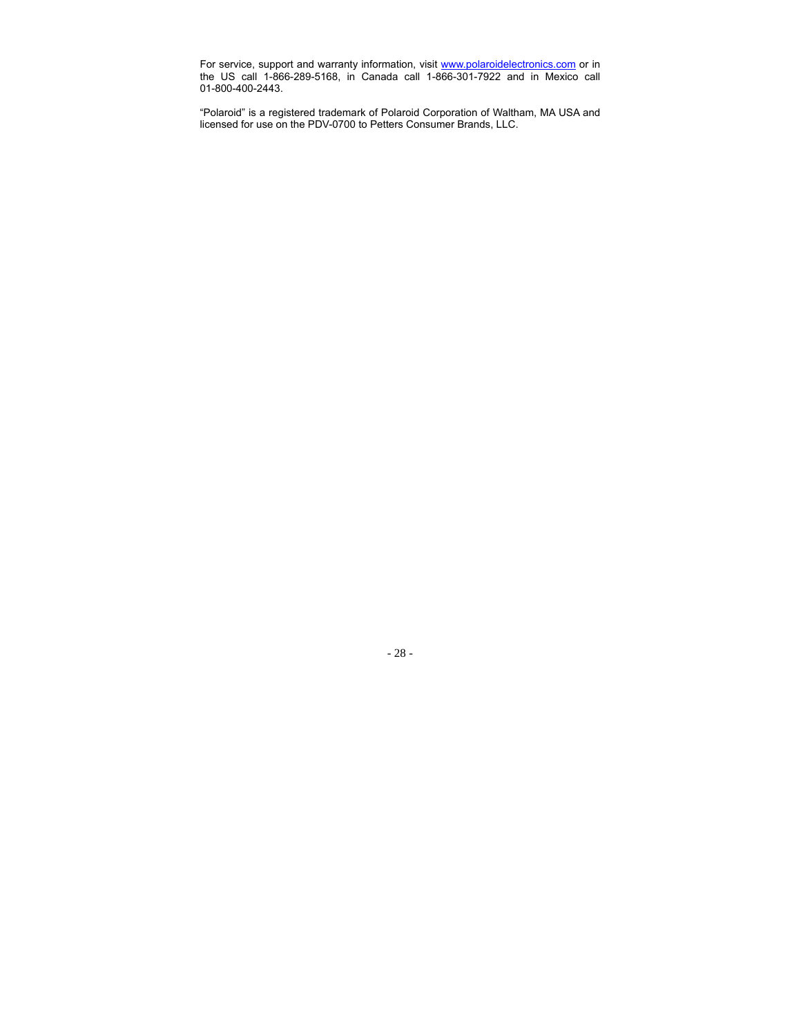For service, support and warranty information, visit [www.polaroidelectronics.com](http://www.polaroidelectronics.com) or in the US call 1-866-289-5168, in Canada call 1-866-301-7922 and in Mexico call 01-800-400-2443.

"Polaroid" is a registered trademark of Polaroid Corporation of Waltham, MA USA and licensed for use on the PDV-0700 to Petters Consumer Brands, LLC.